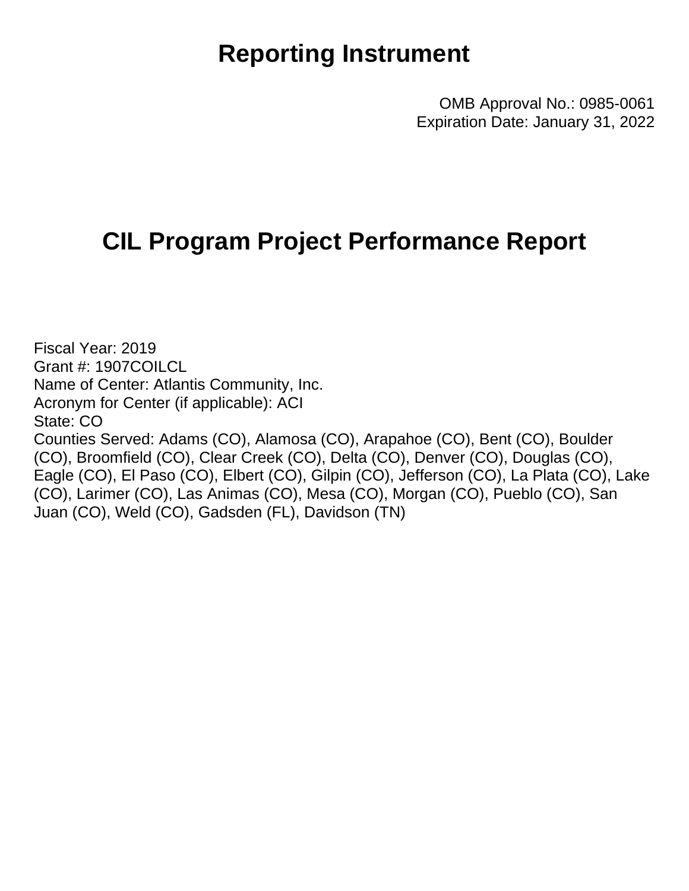# Reporting Instrument

OMB Approval No.: 0985-0061
Expiration Date: January 31, 2022

# CIL Program Project Performance Report

Fiscal Year: 2019
Grant #: 1907COILCL
Name of Center: Atlantis Community, Inc.
Acronym for Center (if applicable): ACI
State: CO
Counties Served: Adams (CO), Alamosa (CO), Arapahoe (CO), Bent (CO), Boulder (CO), Broomfield (CO), Clear Creek (CO), Delta (CO), Denver (CO), Douglas (CO), Eagle (CO), El Paso (CO), Elbert (CO), Gilpin (CO), Jefferson (CO), La Plata (CO), Lake (CO), Larimer (CO), Las Animas (CO), Mesa (CO), Morgan (CO), Pueblo (CO), San Juan (CO), Weld (CO), Gadsden (FL), Davidson (TN)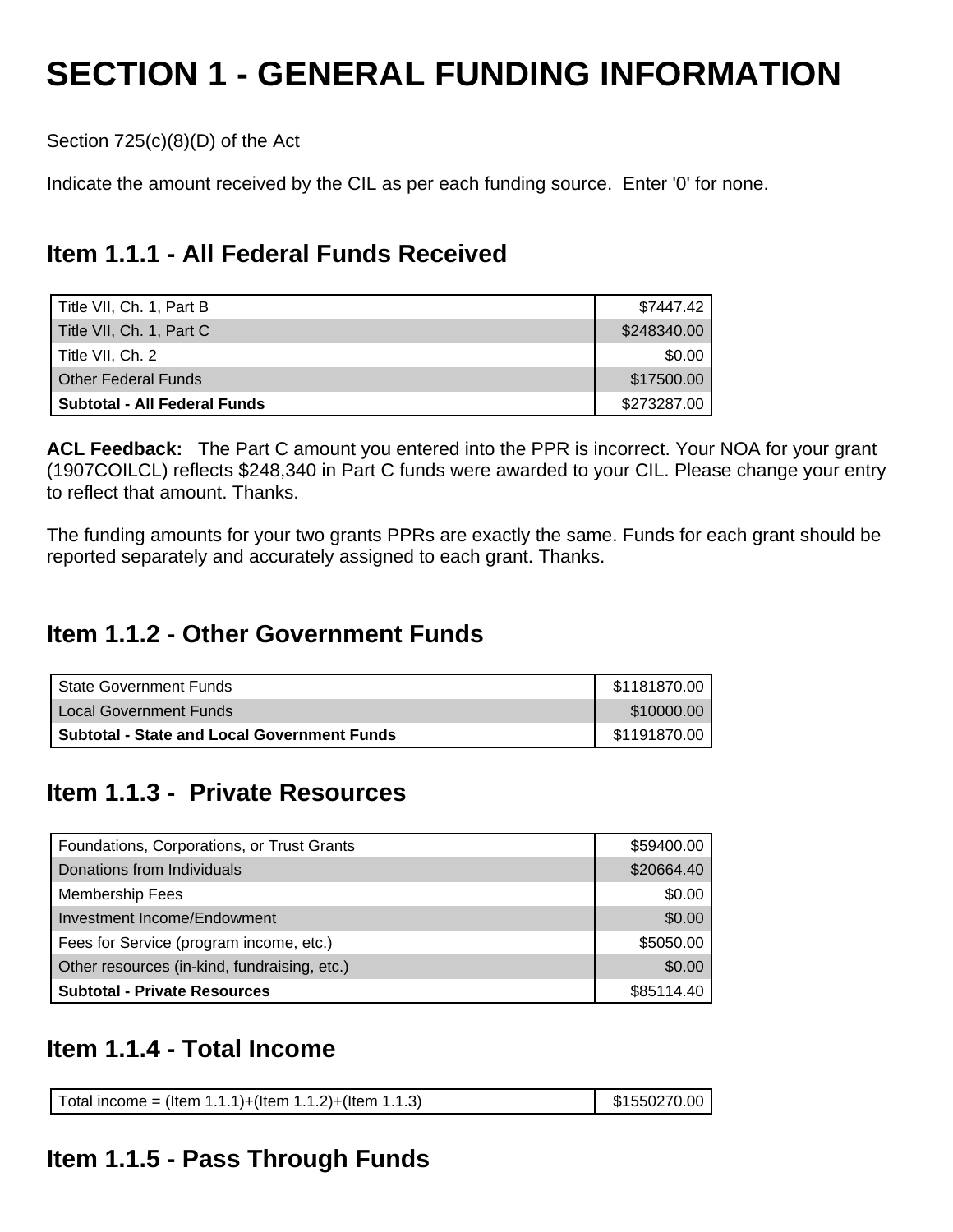# SECTION 1 - GENERAL FUNDING INFORMATION

Section 725(c)(8)(D) of the Act

Indicate the amount received by the CIL as per each funding source. Enter '0' for none.

## Item 1.1.1 - All Federal Funds Received

| | |
|---|---:|
| Title VII, Ch. 1, Part B | $7447.42 |
| Title VII, Ch. 1, Part C | $248340.00 |
| Title VII, Ch. 2 | $0.00 |
| Other Federal Funds | $17500.00 |
| **Subtotal - All Federal Funds** | $273287.00 |

**ACL Feedback:** The Part C amount you entered into the PPR is incorrect. Your NOA for your grant (1907COILCL) reflects $248,340 in Part C funds were awarded to your CIL. Please change your entry to reflect that amount. Thanks.

The funding amounts for your two grants PPRs are exactly the same. Funds for each grant should be reported separately and accurately assigned to each grant. Thanks.

## Item 1.1.2 - Other Government Funds

| | |
|---|---:|
| State Government Funds | $1181870.00 |
| Local Government Funds | $10000.00 |
| **Subtotal - State and Local Government Funds** | $1191870.00 |

## Item 1.1.3 - Private Resources

| | |
|---|---:|
| Foundations, Corporations, or Trust Grants | $59400.00 |
| Donations from Individuals | $20664.40 |
| Membership Fees | $0.00 |
| Investment Income/Endowment | $0.00 |
| Fees for Service (program income, etc.) | $5050.00 |
| Other resources (in-kind, fundraising, etc.) | $0.00 |
| **Subtotal - Private Resources** | $85114.40 |

## Item 1.1.4 - Total Income

| | |
|---|---:|
| Total income = (Item 1.1.1)+(Item 1.1.2)+(Item 1.1.3) | $1550270.00 |

## Item 1.1.5 - Pass Through Funds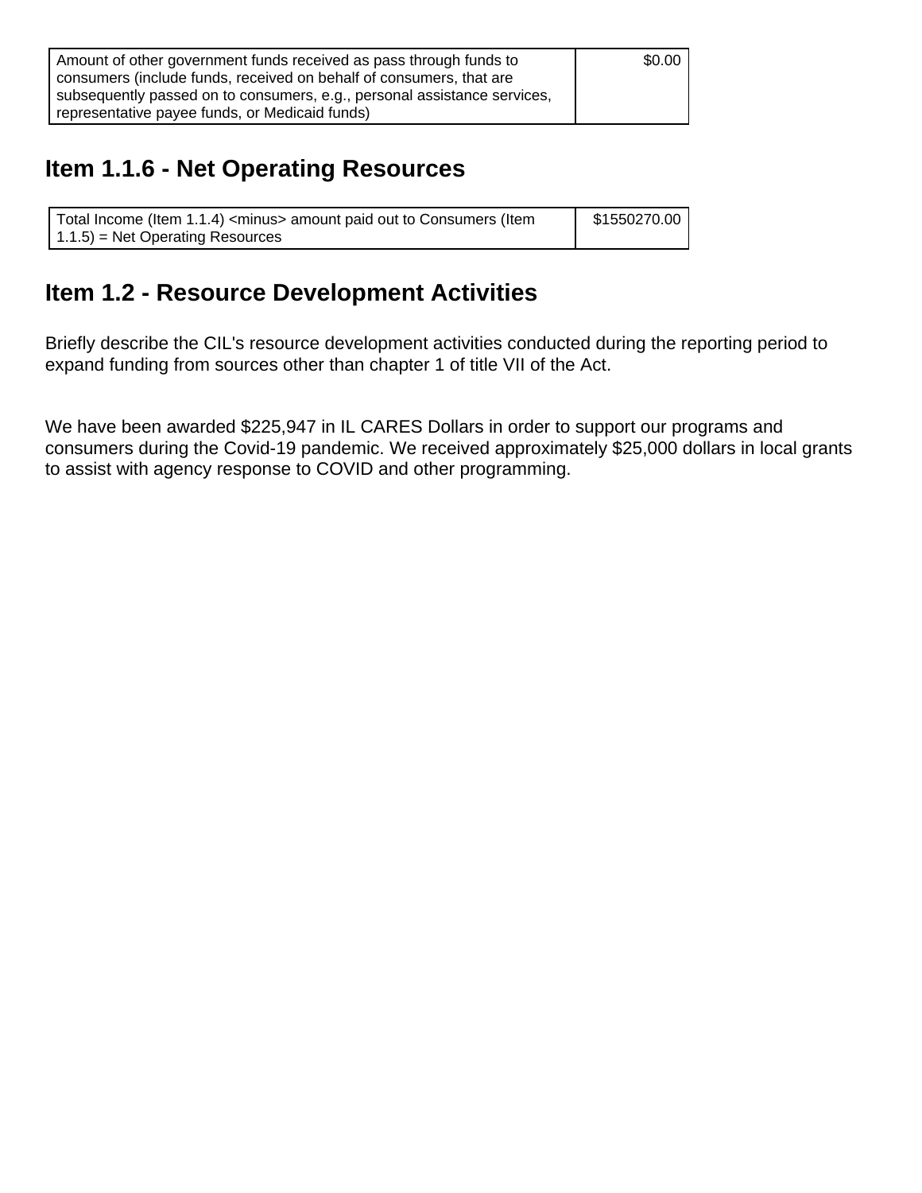| | |
|---|---|
| Amount of other government funds received as pass through funds to consumers (include funds, received on behalf of consumers, that are subsequently passed on to consumers, e.g., personal assistance services, representative payee funds, or Medicaid funds) | $0.00 |

## Item 1.1.6 - Net Operating Resources

| | |
|---|---|
| Total Income (Item 1.1.4) <minus> amount paid out to Consumers (Item 1.1.5) = Net Operating Resources | $1550270.00 |

## Item 1.2 - Resource Development Activities

Briefly describe the CIL's resource development activities conducted during the reporting period to expand funding from sources other than chapter 1 of title VII of the Act.

We have been awarded $225,947 in IL CARES Dollars in order to support our programs and consumers during the Covid-19 pandemic. We received approximately $25,000 dollars in local grants to assist with agency response to COVID and other programming.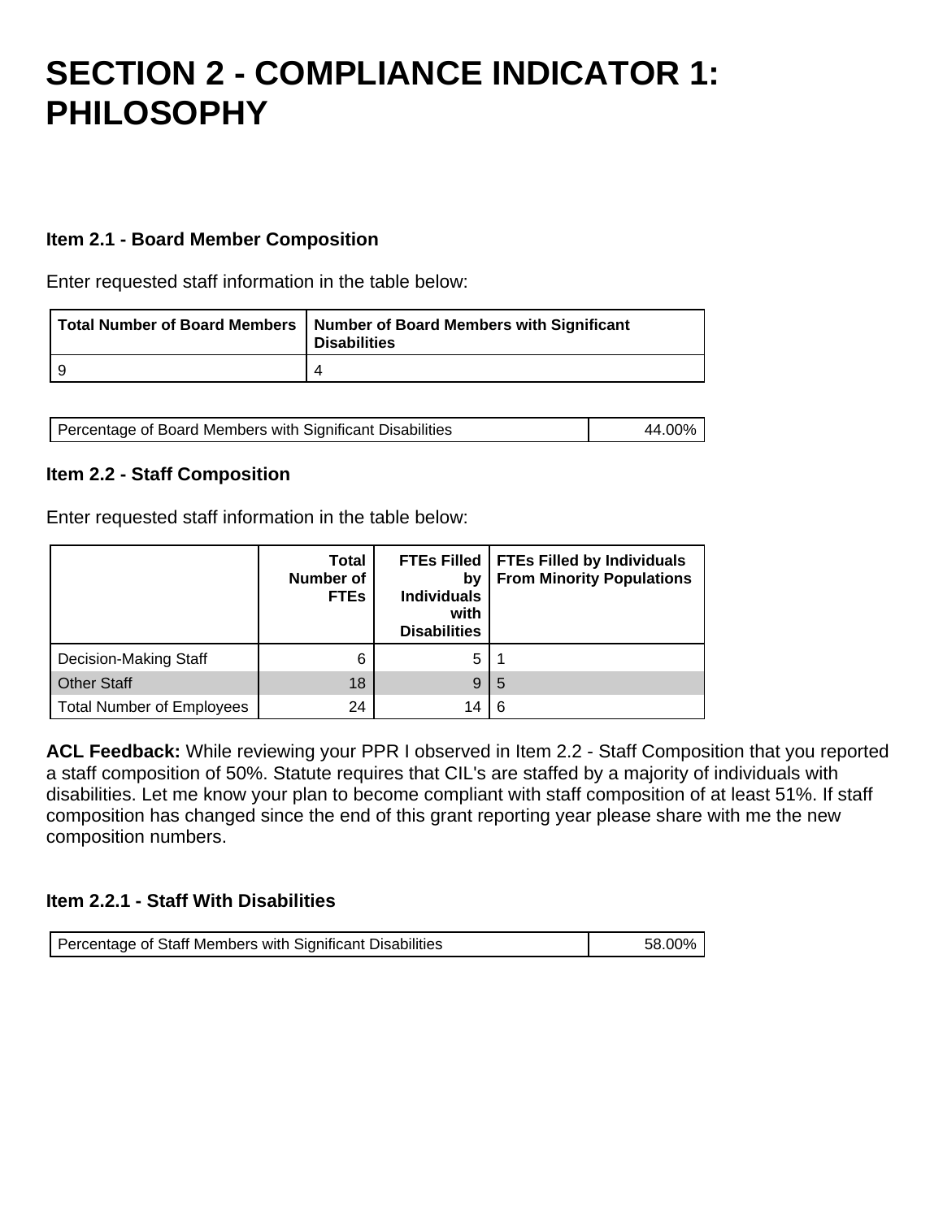# SECTION 2 - COMPLIANCE INDICATOR 1: PHILOSOPHY

### Item 2.1 - Board Member Composition

Enter requested staff information in the table below:

| Total Number of Board Members | Number of Board Members with Significant Disabilities |
| --- | --- |
| 9 | 4 |

| Percentage of Board Members with Significant Disabilities | 44.00% |
| --- | --- |

### Item 2.2 - Staff Composition

Enter requested staff information in the table below:

| | Total Number of FTEs | FTEs Filled by Individuals with Disabilities | FTEs Filled by Individuals From Minority Populations |
| --- | --- | --- | --- |
| Decision-Making Staff | 6 | 5 | 1 |
| Other Staff | 18 | 9 | 5 |
| Total Number of Employees | 24 | 14 | 6 |

**ACL Feedback:** While reviewing your PPR I observed in Item 2.2 - Staff Composition that you reported a staff composition of 50%. Statute requires that CIL's are staffed by a majority of individuals with disabilities. Let me know your plan to become compliant with staff composition of at least 51%. If staff composition has changed since the end of this grant reporting year please share with me the new composition numbers.

### Item 2.2.1 - Staff With Disabilities

| Percentage of Staff Members with Significant Disabilities | 58.00% |
| --- | --- |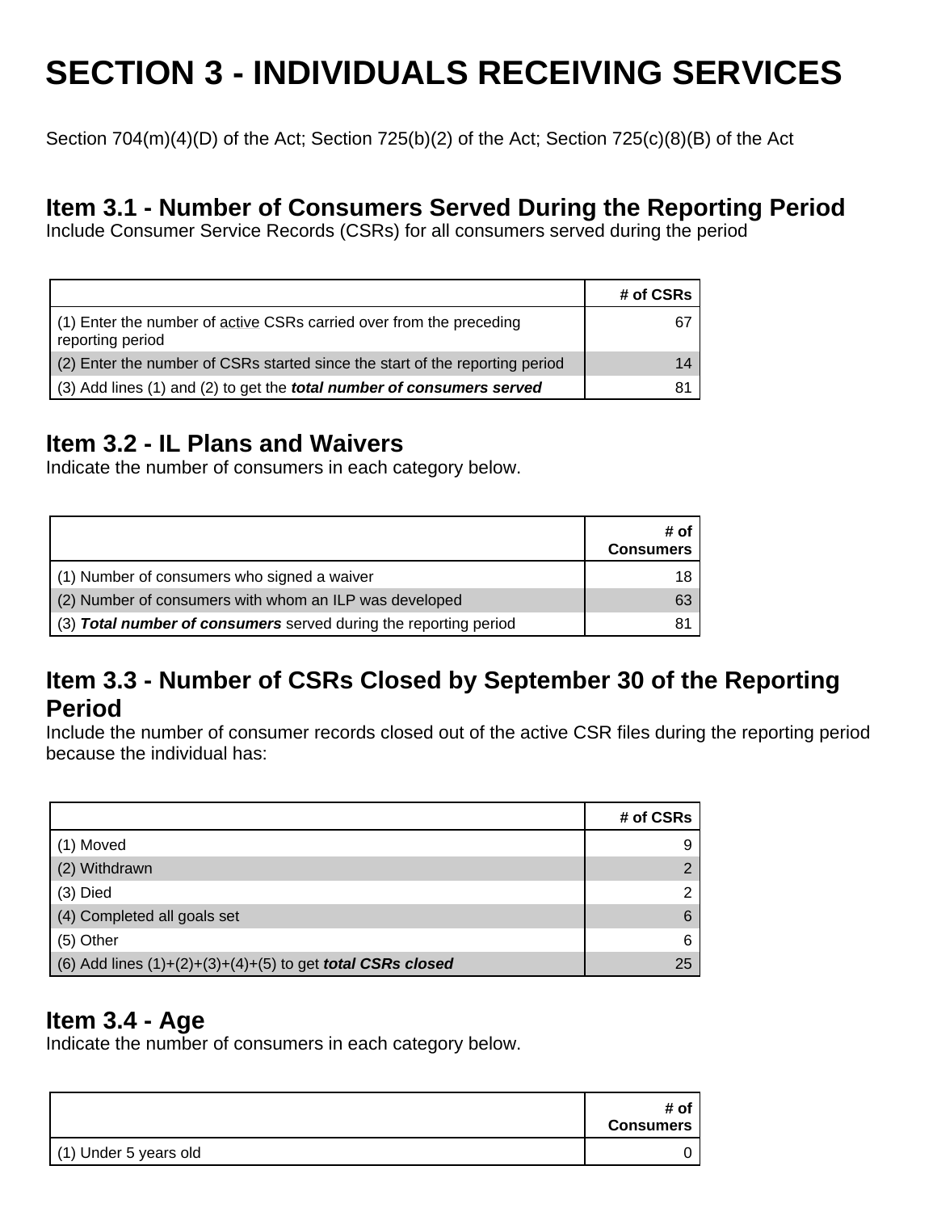# SECTION 3 - INDIVIDUALS RECEIVING SERVICES

Section 704(m)(4)(D) of the Act; Section 725(b)(2) of the Act; Section 725(c)(8)(B) of the Act

## Item 3.1 - Number of Consumers Served During the Reporting Period

Include Consumer Service Records (CSRs) for all consumers served during the period

| | # of CSRs |
|---|---|
| (1) Enter the number of active CSRs carried over from the preceding reporting period | 67 |
| (2) Enter the number of CSRs started since the start of the reporting period | 14 |
| (3) Add lines (1) and (2) to get the ***total number of consumers served*** | 81 |

## Item 3.2 - IL Plans and Waivers

Indicate the number of consumers in each category below.

| | # of Consumers |
|---|---|
| (1) Number of consumers who signed a waiver | 18 |
| (2) Number of consumers with whom an ILP was developed | 63 |
| (3) ***Total number of consumers*** served during the reporting period | 81 |

## Item 3.3 - Number of CSRs Closed by September 30 of the Reporting Period

Include the number of consumer records closed out of the active CSR files during the reporting period because the individual has:

| | # of CSRs |
|---|---|
| (1) Moved | 9 |
| (2) Withdrawn | 2 |
| (3) Died | 2 |
| (4) Completed all goals set | 6 |
| (5) Other | 6 |
| (6) Add lines (1)+(2)+(3)+(4)+(5) to get ***total CSRs closed*** | 25 |

## Item 3.4 - Age

Indicate the number of consumers in each category below.

| | # of Consumers |
|---|---|
| (1) Under 5 years old | 0 |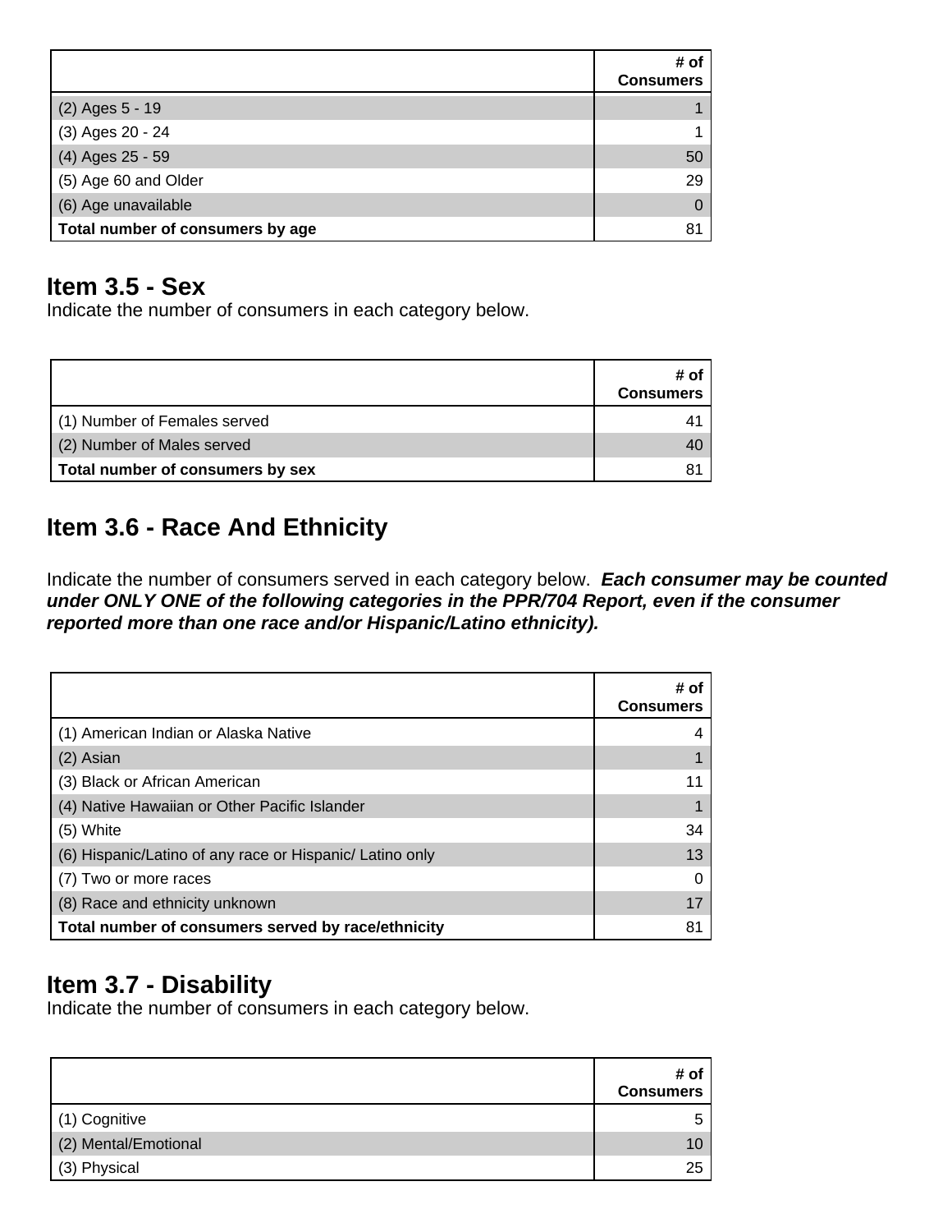| | # of Consumers |
|---|---|
| (2) Ages 5 - 19 | 1 |
| (3) Ages 20 - 24 | 1 |
| (4) Ages 25 - 59 | 50 |
| (5) Age 60 and Older | 29 |
| (6) Age unavailable | 0 |
| **Total number of consumers by age** | 81 |

## Item 3.5 - Sex

Indicate the number of consumers in each category below.

| | # of Consumers |
|---|---|
| (1) Number of Females served | 41 |
| (2) Number of Males served | 40 |
| **Total number of consumers by sex** | 81 |

## Item 3.6 - Race And Ethnicity

Indicate the number of consumers served in each category below. ***Each consumer may be counted under ONLY ONE of the following categories in the PPR/704 Report, even if the consumer reported more than one race and/or Hispanic/Latino ethnicity).***

| | # of Consumers |
|---|---|
| (1) American Indian or Alaska Native | 4 |
| (2) Asian | 1 |
| (3) Black or African American | 11 |
| (4) Native Hawaiian or Other Pacific Islander | 1 |
| (5) White | 34 |
| (6) Hispanic/Latino of any race or Hispanic/ Latino only | 13 |
| (7) Two or more races | 0 |
| (8) Race and ethnicity unknown | 17 |
| **Total number of consumers served by race/ethnicity** | 81 |

## Item 3.7 - Disability

Indicate the number of consumers in each category below.

| | # of Consumers |
|---|---|
| (1) Cognitive | 5 |
| (2) Mental/Emotional | 10 |
| (3) Physical | 25 |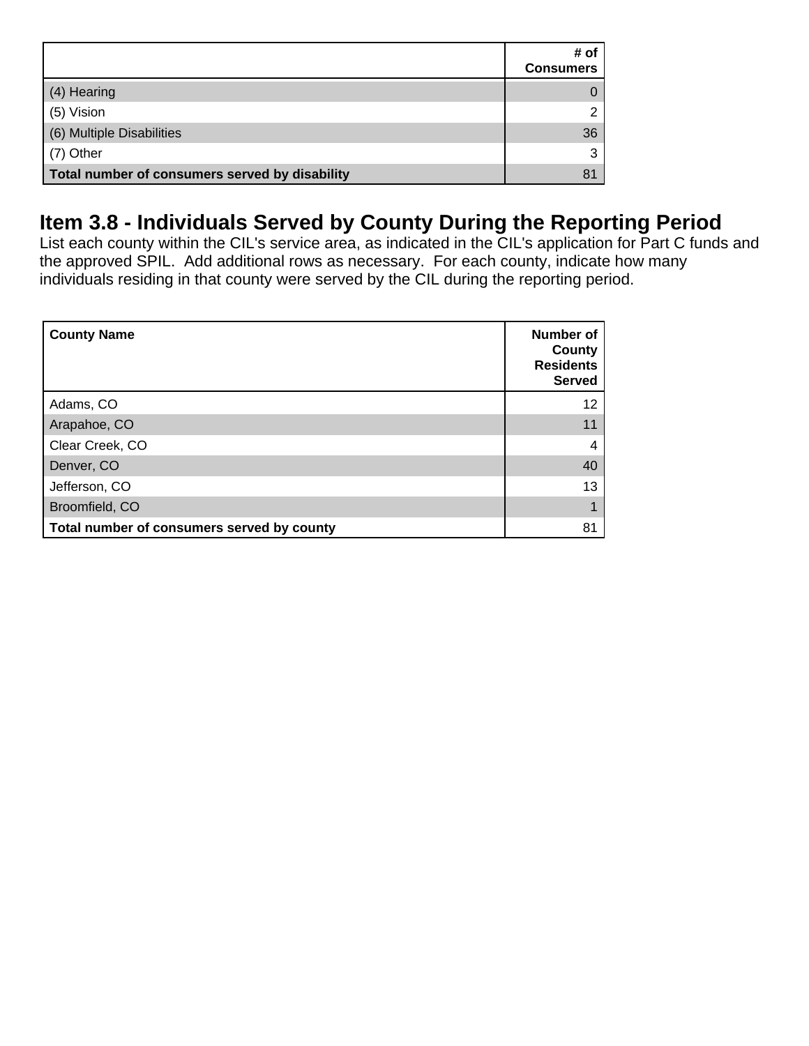| | # of Consumers |
|---|---|
| (4) Hearing | 0 |
| (5) Vision | 2 |
| (6) Multiple Disabilities | 36 |
| (7) Other | 3 |
| **Total number of consumers served by disability** | 81 |

## Item 3.8 - Individuals Served by County During the Reporting Period

List each county within the CIL's service area, as indicated in the CIL's application for Part C funds and the approved SPIL. Add additional rows as necessary. For each county, indicate how many individuals residing in that county were served by the CIL during the reporting period.

| **County Name** | **Number of County Residents Served** |
|---|---|
| Adams, CO | 12 |
| Arapahoe, CO | 11 |
| Clear Creek, CO | 4 |
| Denver, CO | 40 |
| Jefferson, CO | 13 |
| Broomfield, CO | 1 |
| **Total number of consumers served by county** | 81 |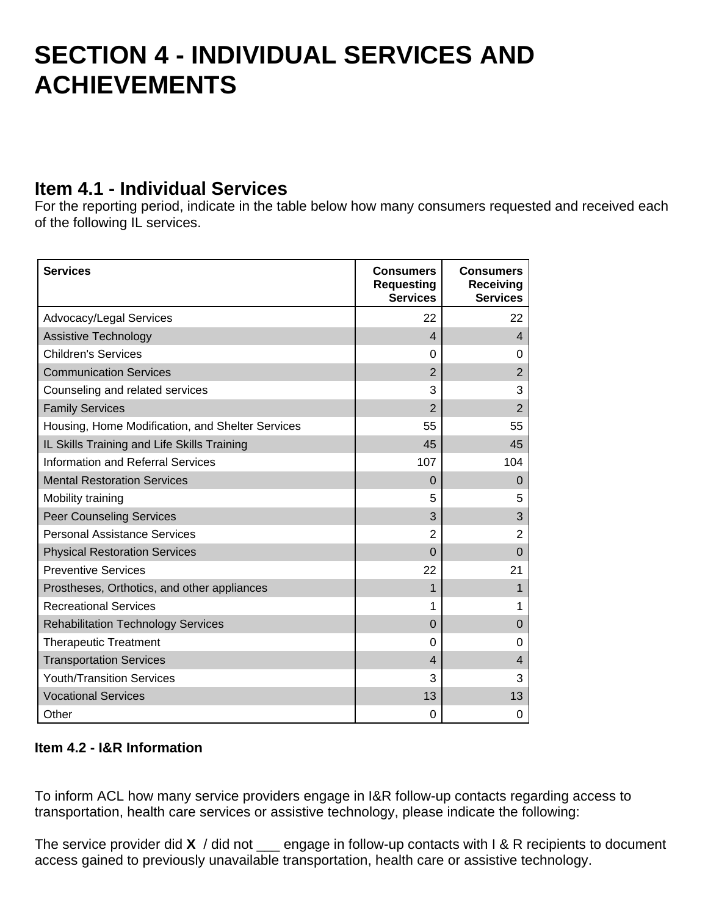# SECTION 4 - INDIVIDUAL SERVICES AND ACHIEVEMENTS

## Item 4.1 - Individual Services

For the reporting period, indicate in the table below how many consumers requested and received each of the following IL services.

| Services | Consumers Requesting Services | Consumers Receiving Services |
|---|---|---|
| Advocacy/Legal Services | 22 | 22 |
| Assistive Technology | 4 | 4 |
| Children's Services | 0 | 0 |
| Communication Services | 2 | 2 |
| Counseling and related services | 3 | 3 |
| Family Services | 2 | 2 |
| Housing, Home Modification, and Shelter Services | 55 | 55 |
| IL Skills Training and Life Skills Training | 45 | 45 |
| Information and Referral Services | 107 | 104 |
| Mental Restoration Services | 0 | 0 |
| Mobility training | 5 | 5 |
| Peer Counseling Services | 3 | 3 |
| Personal Assistance Services | 2 | 2 |
| Physical Restoration Services | 0 | 0 |
| Preventive Services | 22 | 21 |
| Prostheses, Orthotics, and other appliances | 1 | 1 |
| Recreational Services | 1 | 1 |
| Rehabilitation Technology Services | 0 | 0 |
| Therapeutic Treatment | 0 | 0 |
| Transportation Services | 4 | 4 |
| Youth/Transition Services | 3 | 3 |
| Vocational Services | 13 | 13 |
| Other | 0 | 0 |

**Item 4.2 - I&R Information**

To inform ACL how many service providers engage in I&R follow-up contacts regarding access to transportation, health care services or assistive technology, please indicate the following:

The service provider did **X** / did not ___ engage in follow-up contacts with I & R recipients to document access gained to previously unavailable transportation, health care or assistive technology.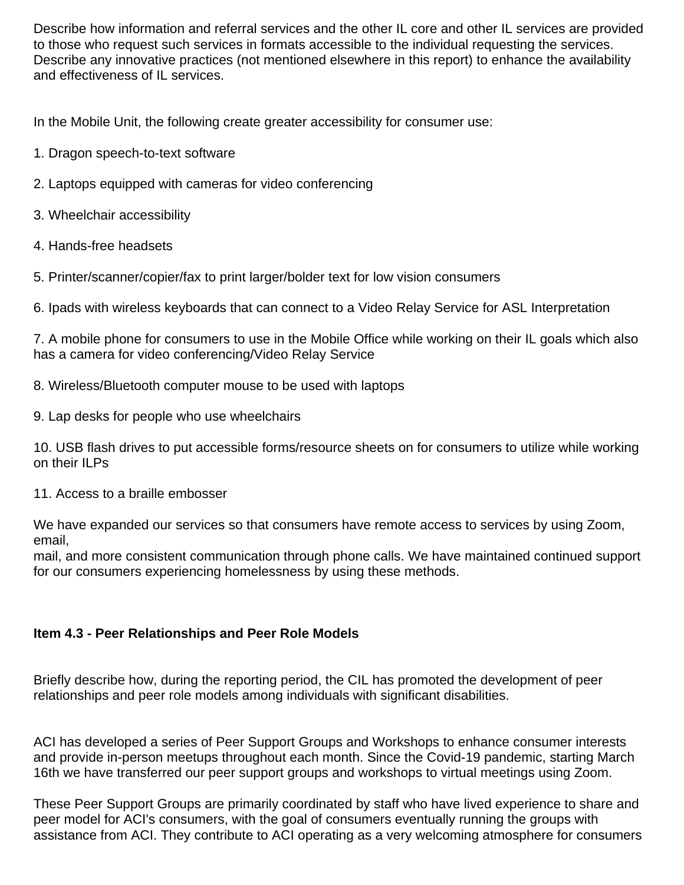Describe how information and referral services and the other IL core and other IL services are provided to those who request such services in formats accessible to the individual requesting the services. Describe any innovative practices (not mentioned elsewhere in this report) to enhance the availability and effectiveness of IL services.

In the Mobile Unit, the following create greater accessibility for consumer use:

1. Dragon speech-to-text software

2. Laptops equipped with cameras for video conferencing

3. Wheelchair accessibility

4. Hands-free headsets

5. Printer/scanner/copier/fax to print larger/bolder text for low vision consumers

6. Ipads with wireless keyboards that can connect to a Video Relay Service for ASL Interpretation

7. A mobile phone for consumers to use in the Mobile Office while working on their IL goals which also has a camera for video conferencing/Video Relay Service

8. Wireless/Bluetooth computer mouse to be used with laptops

9. Lap desks for people who use wheelchairs

10. USB flash drives to put accessible forms/resource sheets on for consumers to utilize while working on their ILPs

11. Access to a braille embosser

We have expanded our services so that consumers have remote access to services by using Zoom, email,
mail, and more consistent communication through phone calls. We have maintained continued support for our consumers experiencing homelessness by using these methods.

**Item 4.3 - Peer Relationships and Peer Role Models**

Briefly describe how, during the reporting period, the CIL has promoted the development of peer relationships and peer role models among individuals with significant disabilities.

ACI has developed a series of Peer Support Groups and Workshops to enhance consumer interests and provide in-person meetups throughout each month. Since the Covid-19 pandemic, starting March 16th we have transferred our peer support groups and workshops to virtual meetings using Zoom.

These Peer Support Groups are primarily coordinated by staff who have lived experience to share and peer model for ACI's consumers, with the goal of consumers eventually running the groups with assistance from ACI. They contribute to ACI operating as a very welcoming atmosphere for consumers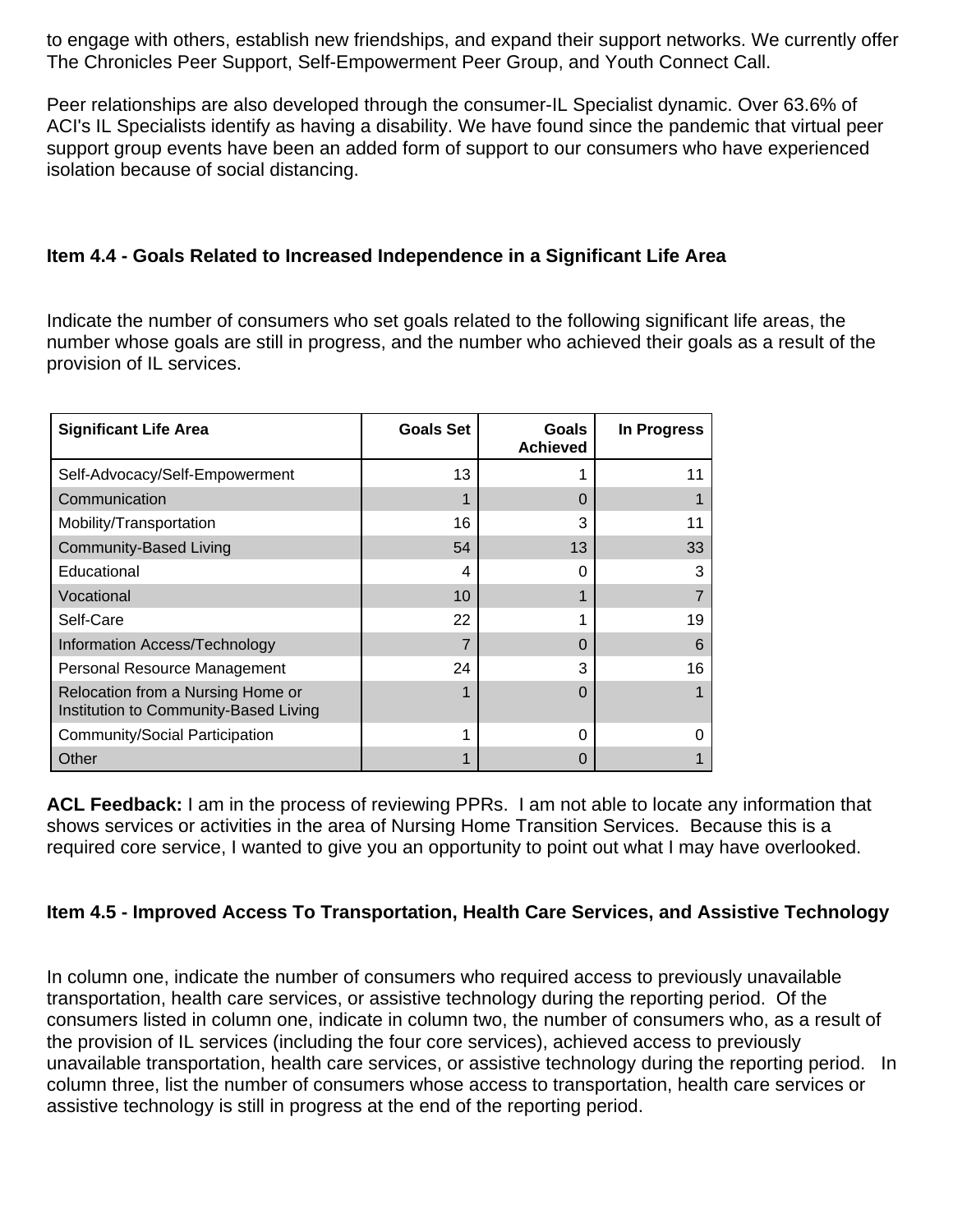to engage with others, establish new friendships, and expand their support networks. We currently offer The Chronicles Peer Support, Self-Empowerment Peer Group, and Youth Connect Call.

Peer relationships are also developed through the consumer-IL Specialist dynamic. Over 63.6% of ACI's IL Specialists identify as having a disability. We have found since the pandemic that virtual peer support group events have been an added form of support to our consumers who have experienced isolation because of social distancing.

### Item 4.4 - Goals Related to Increased Independence in a Significant Life Area

Indicate the number of consumers who set goals related to the following significant life areas, the number whose goals are still in progress, and the number who achieved their goals as a result of the provision of IL services.

| Significant Life Area | Goals Set | Goals Achieved | In Progress |
|---|---|---|---|
| Self-Advocacy/Self-Empowerment | 13 | 1 | 11 |
| Communication | 1 | 0 | 1 |
| Mobility/Transportation | 16 | 3 | 11 |
| Community-Based Living | 54 | 13 | 33 |
| Educational | 4 | 0 | 3 |
| Vocational | 10 | 1 | 7 |
| Self-Care | 22 | 1 | 19 |
| Information Access/Technology | 7 | 0 | 6 |
| Personal Resource Management | 24 | 3 | 16 |
| Relocation from a Nursing Home or Institution to Community-Based Living | 1 | 0 | 1 |
| Community/Social Participation | 1 | 0 | 0 |
| Other | 1 | 0 | 1 |

**ACL Feedback:** I am in the process of reviewing PPRs. I am not able to locate any information that shows services or activities in the area of Nursing Home Transition Services. Because this is a required core service, I wanted to give you an opportunity to point out what I may have overlooked.

### Item 4.5 - Improved Access To Transportation, Health Care Services, and Assistive Technology

In column one, indicate the number of consumers who required access to previously unavailable transportation, health care services, or assistive technology during the reporting period. Of the consumers listed in column one, indicate in column two, the number of consumers who, as a result of the provision of IL services (including the four core services), achieved access to previously unavailable transportation, health care services, or assistive technology during the reporting period. In column three, list the number of consumers whose access to transportation, health care services or assistive technology is still in progress at the end of the reporting period.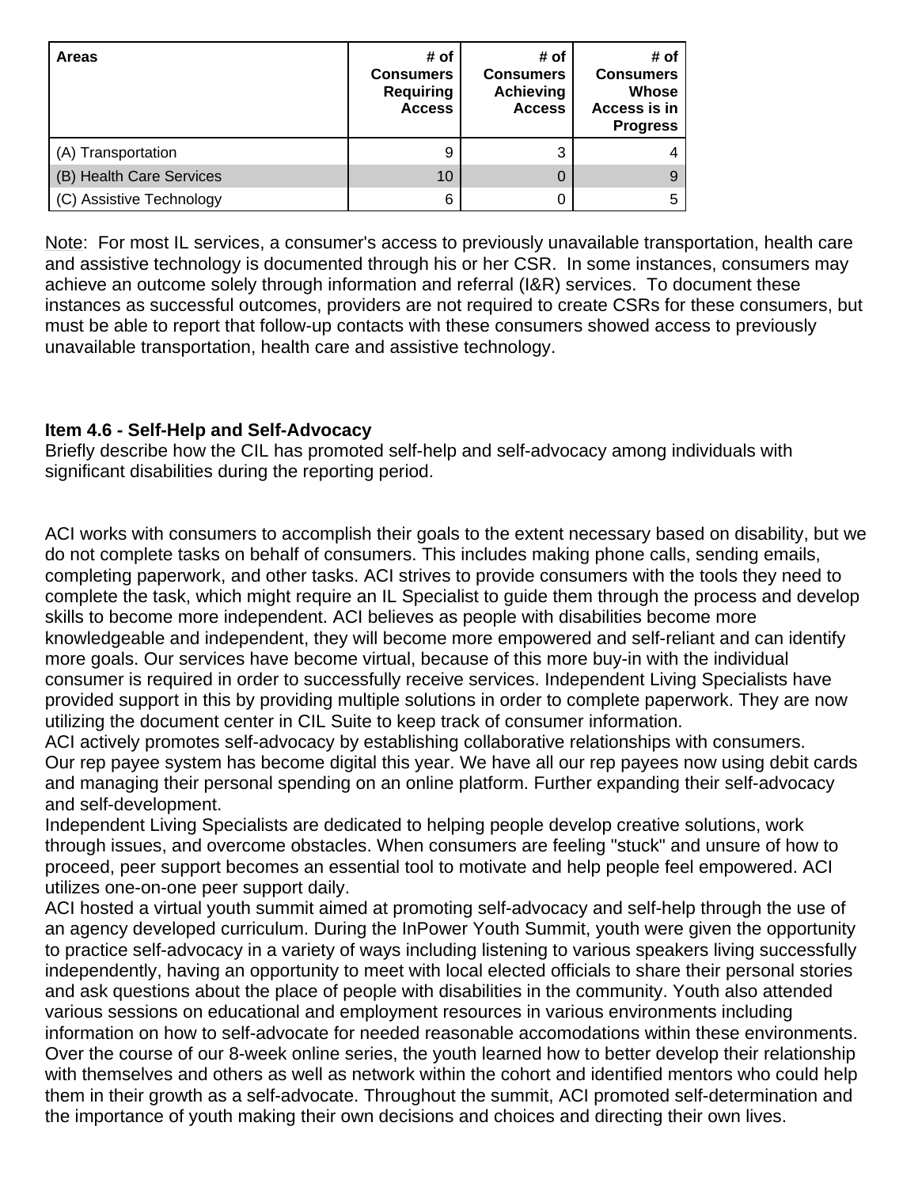| Areas | # of Consumers Requiring Access | # of Consumers Achieving Access | # of Consumers Whose Access is in Progress |
|---|---|---|---|
| (A) Transportation | 9 | 3 | 4 |
| (B) Health Care Services | 10 | 0 | 9 |
| (C) Assistive Technology | 6 | 0 | 5 |

Note: For most IL services, a consumer's access to previously unavailable transportation, health care and assistive technology is documented through his or her CSR. In some instances, consumers may achieve an outcome solely through information and referral (I&R) services. To document these instances as successful outcomes, providers are not required to create CSRs for these consumers, but must be able to report that follow-up contacts with these consumers showed access to previously unavailable transportation, health care and assistive technology.

**Item 4.6 - Self-Help and Self-Advocacy**

Briefly describe how the CIL has promoted self-help and self-advocacy among individuals with significant disabilities during the reporting period.

ACI works with consumers to accomplish their goals to the extent necessary based on disability, but we do not complete tasks on behalf of consumers. This includes making phone calls, sending emails, completing paperwork, and other tasks. ACI strives to provide consumers with the tools they need to complete the task, which might require an IL Specialist to guide them through the process and develop skills to become more independent. ACI believes as people with disabilities become more knowledgeable and independent, they will become more empowered and self-reliant and can identify more goals. Our services have become virtual, because of this more buy-in with the individual consumer is required in order to successfully receive services. Independent Living Specialists have provided support in this by providing multiple solutions in order to complete paperwork. They are now utilizing the document center in CIL Suite to keep track of consumer information.

ACI actively promotes self-advocacy by establishing collaborative relationships with consumers.

Our rep payee system has become digital this year. We have all our rep payees now using debit cards and managing their personal spending on an online platform. Further expanding their self-advocacy and self-development.

Independent Living Specialists are dedicated to helping people develop creative solutions, work through issues, and overcome obstacles. When consumers are feeling "stuck" and unsure of how to proceed, peer support becomes an essential tool to motivate and help people feel empowered. ACI utilizes one-on-one peer support daily.

ACI hosted a virtual youth summit aimed at promoting self-advocacy and self-help through the use of an agency developed curriculum. During the InPower Youth Summit, youth were given the opportunity to practice self-advocacy in a variety of ways including listening to various speakers living successfully independently, having an opportunity to meet with local elected officials to share their personal stories and ask questions about the place of people with disabilities in the community. Youth also attended various sessions on educational and employment resources in various environments including information on how to self-advocate for needed reasonable accomodations within these environments. Over the course of our 8-week online series, the youth learned how to better develop their relationship with themselves and others as well as network within the cohort and identified mentors who could help them in their growth as a self-advocate. Throughout the summit, ACI promoted self-determination and the importance of youth making their own decisions and choices and directing their own lives.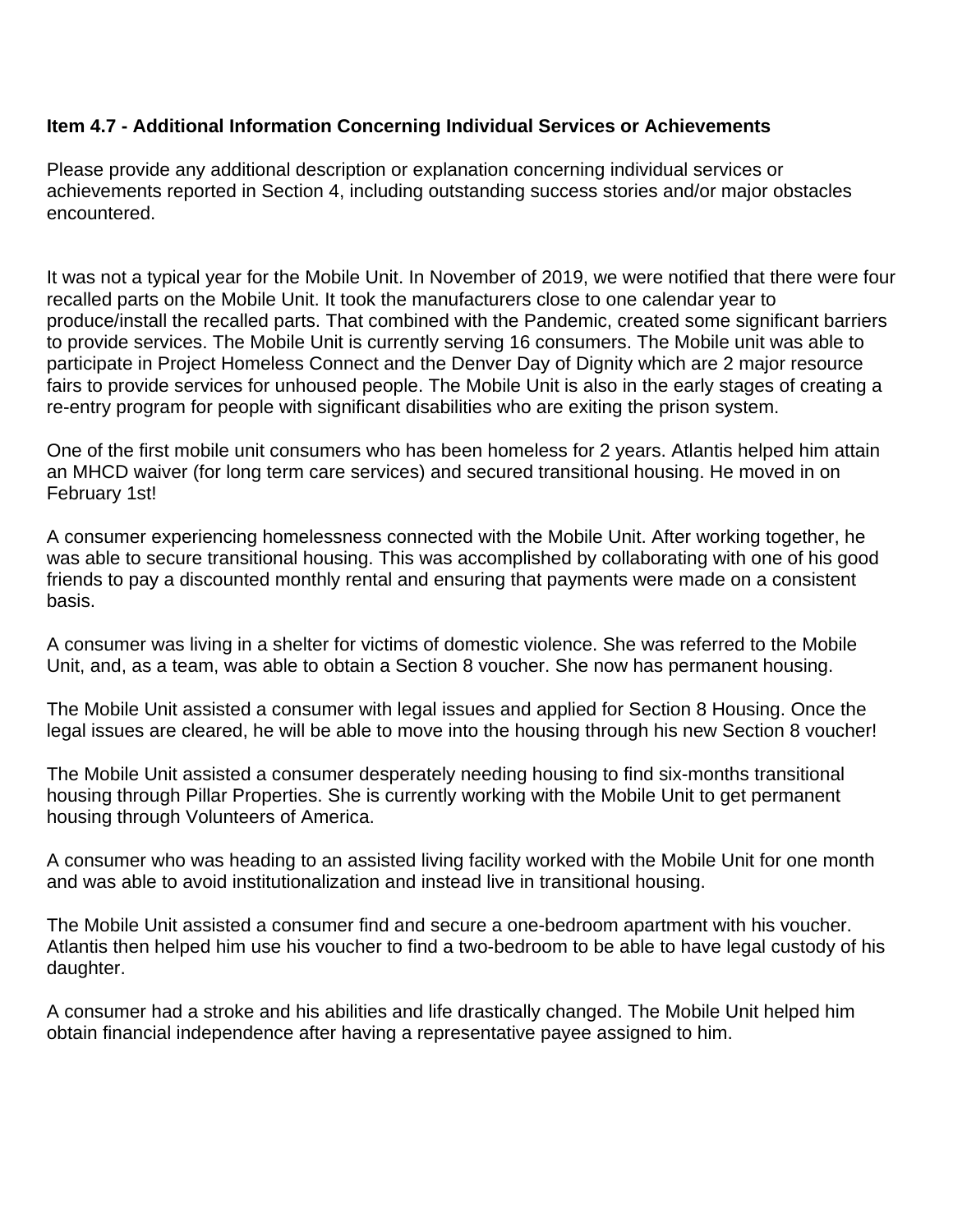**Item 4.7 - Additional Information Concerning Individual Services or Achievements**

Please provide any additional description or explanation concerning individual services or achievements reported in Section 4, including outstanding success stories and/or major obstacles encountered.

It was not a typical year for the Mobile Unit. In November of 2019, we were notified that there were four recalled parts on the Mobile Unit. It took the manufacturers close to one calendar year to produce/install the recalled parts. That combined with the Pandemic, created some significant barriers to provide services. The Mobile Unit is currently serving 16 consumers. The Mobile unit was able to participate in Project Homeless Connect and the Denver Day of Dignity which are 2 major resource fairs to provide services for unhoused people. The Mobile Unit is also in the early stages of creating a re-entry program for people with significant disabilities who are exiting the prison system.

One of the first mobile unit consumers who has been homeless for 2 years. Atlantis helped him attain an MHCD waiver (for long term care services) and secured transitional housing. He moved in on February 1st!

A consumer experiencing homelessness connected with the Mobile Unit. After working together, he was able to secure transitional housing. This was accomplished by collaborating with one of his good friends to pay a discounted monthly rental and ensuring that payments were made on a consistent basis.

A consumer was living in a shelter for victims of domestic violence. She was referred to the Mobile Unit, and, as a team, was able to obtain a Section 8 voucher. She now has permanent housing.

The Mobile Unit assisted a consumer with legal issues and applied for Section 8 Housing. Once the legal issues are cleared, he will be able to move into the housing through his new Section 8 voucher!

The Mobile Unit assisted a consumer desperately needing housing to find six-months transitional housing through Pillar Properties. She is currently working with the Mobile Unit to get permanent housing through Volunteers of America.

A consumer who was heading to an assisted living facility worked with the Mobile Unit for one month and was able to avoid institutionalization and instead live in transitional housing.

The Mobile Unit assisted a consumer find and secure a one-bedroom apartment with his voucher. Atlantis then helped him use his voucher to find a two-bedroom to be able to have legal custody of his daughter.

A consumer had a stroke and his abilities and life drastically changed. The Mobile Unit helped him obtain financial independence after having a representative payee assigned to him.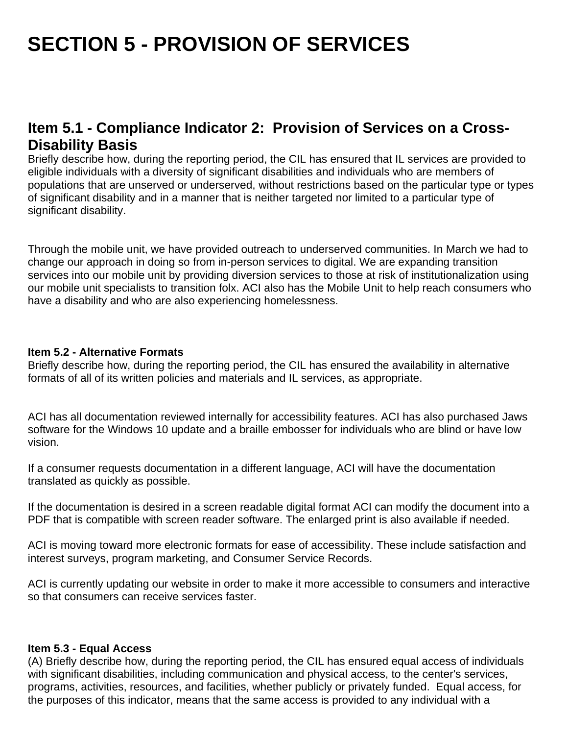# SECTION 5 - PROVISION OF SERVICES

## Item 5.1 - Compliance Indicator 2: Provision of Services on a Cross-Disability Basis

Briefly describe how, during the reporting period, the CIL has ensured that IL services are provided to eligible individuals with a diversity of significant disabilities and individuals who are members of populations that are unserved or underserved, without restrictions based on the particular type or types of significant disability and in a manner that is neither targeted nor limited to a particular type of significant disability.

Through the mobile unit, we have provided outreach to underserved communities. In March we had to change our approach in doing so from in-person services to digital. We are expanding transition services into our mobile unit by providing diversion services to those at risk of institutionalization using our mobile unit specialists to transition folx. ACI also has the Mobile Unit to help reach consumers who have a disability and who are also experiencing homelessness.

### Item 5.2 - Alternative Formats

Briefly describe how, during the reporting period, the CIL has ensured the availability in alternative formats of all of its written policies and materials and IL services, as appropriate.

ACI has all documentation reviewed internally for accessibility features. ACI has also purchased Jaws software for the Windows 10 update and a braille embosser for individuals who are blind or have low vision.

If a consumer requests documentation in a different language, ACI will have the documentation translated as quickly as possible.

If the documentation is desired in a screen readable digital format ACI can modify the document into a PDF that is compatible with screen reader software. The enlarged print is also available if needed.

ACI is moving toward more electronic formats for ease of accessibility. These include satisfaction and interest surveys, program marketing, and Consumer Service Records.

ACI is currently updating our website in order to make it more accessible to consumers and interactive so that consumers can receive services faster.

### Item 5.3 - Equal Access

(A) Briefly describe how, during the reporting period, the CIL has ensured equal access of individuals with significant disabilities, including communication and physical access, to the center's services, programs, activities, resources, and facilities, whether publicly or privately funded. Equal access, for the purposes of this indicator, means that the same access is provided to any individual with a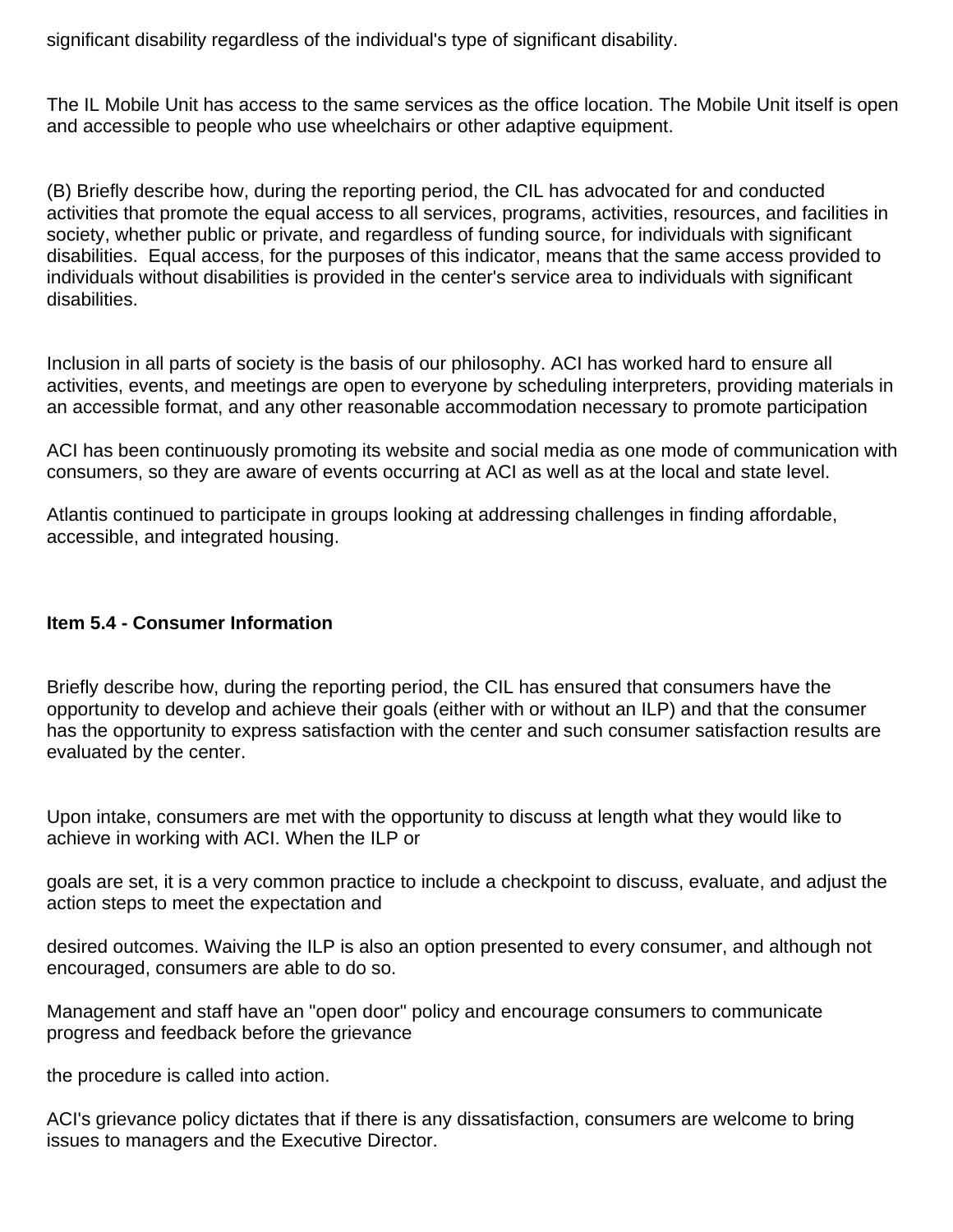significant disability regardless of the individual's type of significant disability.

The IL Mobile Unit has access to the same services as the office location. The Mobile Unit itself is open and accessible to people who use wheelchairs or other adaptive equipment.

(B) Briefly describe how, during the reporting period, the CIL has advocated for and conducted activities that promote the equal access to all services, programs, activities, resources, and facilities in society, whether public or private, and regardless of funding source, for individuals with significant disabilities. Equal access, for the purposes of this indicator, means that the same access provided to individuals without disabilities is provided in the center's service area to individuals with significant disabilities.

Inclusion in all parts of society is the basis of our philosophy. ACI has worked hard to ensure all activities, events, and meetings are open to everyone by scheduling interpreters, providing materials in an accessible format, and any other reasonable accommodation necessary to promote participation

ACI has been continuously promoting its website and social media as one mode of communication with consumers, so they are aware of events occurring at ACI as well as at the local and state level.

Atlantis continued to participate in groups looking at addressing challenges in finding affordable, accessible, and integrated housing.

**Item 5.4 - Consumer Information**

Briefly describe how, during the reporting period, the CIL has ensured that consumers have the opportunity to develop and achieve their goals (either with or without an ILP) and that the consumer has the opportunity to express satisfaction with the center and such consumer satisfaction results are evaluated by the center.

Upon intake, consumers are met with the opportunity to discuss at length what they would like to achieve in working with ACI. When the ILP or

goals are set, it is a very common practice to include a checkpoint to discuss, evaluate, and adjust the action steps to meet the expectation and

desired outcomes. Waiving the ILP is also an option presented to every consumer, and although not encouraged, consumers are able to do so.

Management and staff have an "open door" policy and encourage consumers to communicate progress and feedback before the grievance

the procedure is called into action.

ACI's grievance policy dictates that if there is any dissatisfaction, consumers are welcome to bring issues to managers and the Executive Director.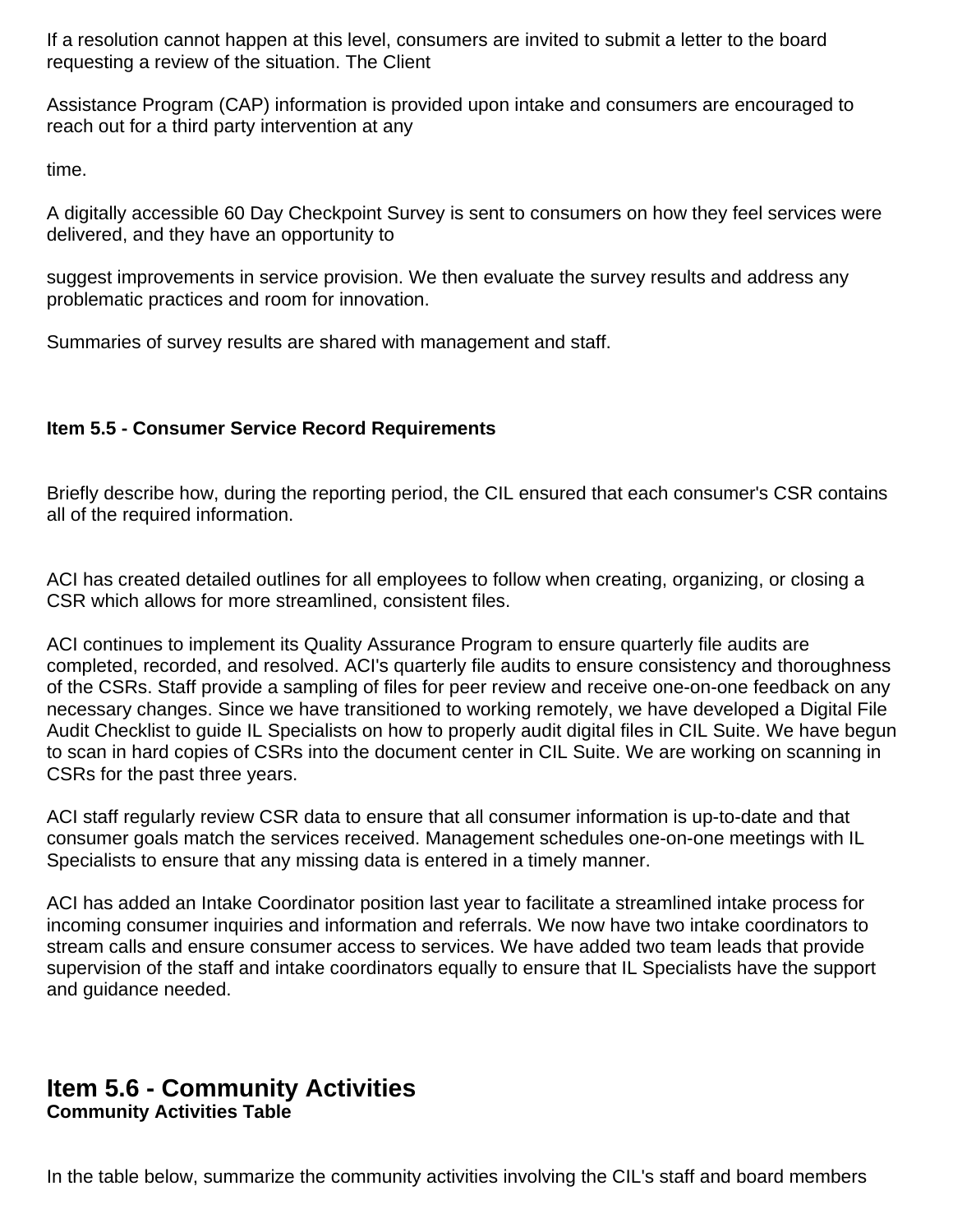If a resolution cannot happen at this level, consumers are invited to submit a letter to the board requesting a review of the situation. The Client

Assistance Program (CAP) information is provided upon intake and consumers are encouraged to reach out for a third party intervention at any

time.

A digitally accessible 60 Day Checkpoint Survey is sent to consumers on how they feel services were delivered, and they have an opportunity to

suggest improvements in service provision. We then evaluate the survey results and address any problematic practices and room for innovation.

Summaries of survey results are shared with management and staff.

**Item 5.5 - Consumer Service Record Requirements**

Briefly describe how, during the reporting period, the CIL ensured that each consumer's CSR contains all of the required information.

ACI has created detailed outlines for all employees to follow when creating, organizing, or closing a CSR which allows for more streamlined, consistent files.

ACI continues to implement its Quality Assurance Program to ensure quarterly file audits are completed, recorded, and resolved. ACI's quarterly file audits to ensure consistency and thoroughness of the CSRs. Staff provide a sampling of files for peer review and receive one-on-one feedback on any necessary changes. Since we have transitioned to working remotely, we have developed a Digital File Audit Checklist to guide IL Specialists on how to properly audit digital files in CIL Suite. We have begun to scan in hard copies of CSRs into the document center in CIL Suite. We are working on scanning in CSRs for the past three years.

ACI staff regularly review CSR data to ensure that all consumer information is up-to-date and that consumer goals match the services received. Management schedules one-on-one meetings with IL Specialists to ensure that any missing data is entered in a timely manner.

ACI has added an Intake Coordinator position last year to facilitate a streamlined intake process for incoming consumer inquiries and information and referrals. We now have two intake coordinators to stream calls and ensure consumer access to services. We have added two team leads that provide supervision of the staff and intake coordinators equally to ensure that IL Specialists have the support and guidance needed.

## Item 5.6 - Community Activities

**Community Activities Table**

In the table below, summarize the community activities involving the CIL's staff and board members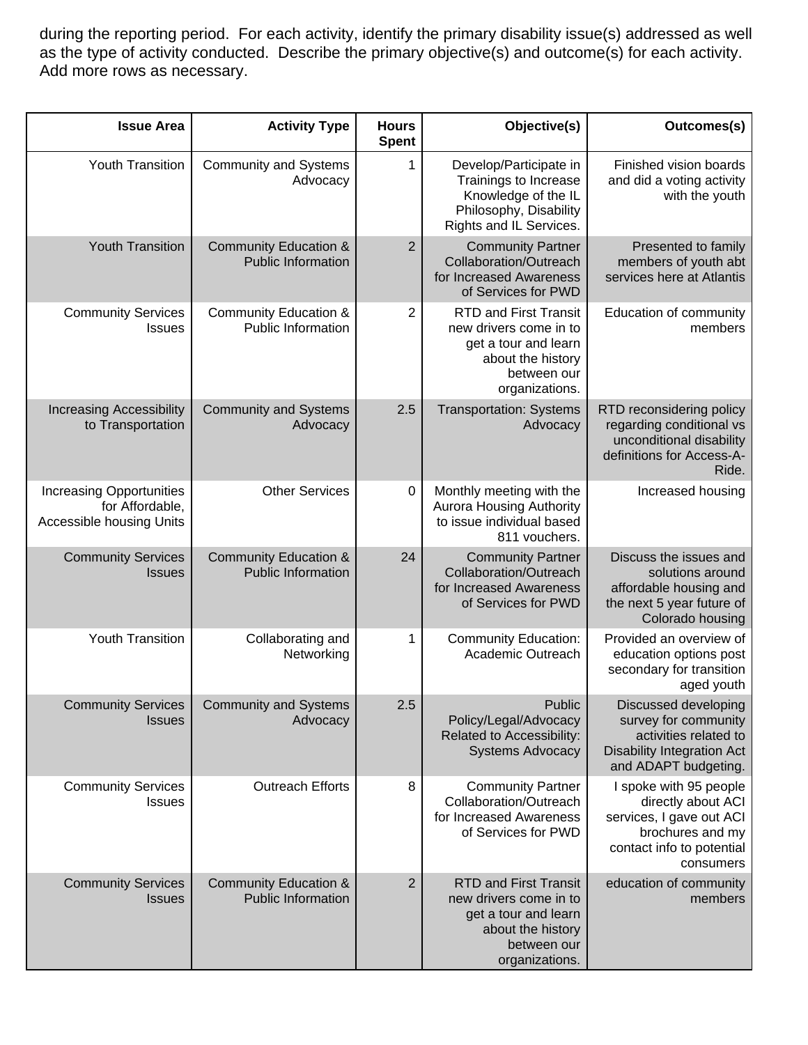during the reporting period. For each activity, identify the primary disability issue(s) addressed as well as the type of activity conducted. Describe the primary objective(s) and outcome(s) for each activity. Add more rows as necessary.

| Issue Area | Activity Type | Hours Spent | Objective(s) | Outcomes(s) |
|---|---|---|---|---|
| Youth Transition | Community and Systems Advocacy | 1 | Develop/Participate in Trainings to Increase Knowledge of the IL Philosophy, Disability Rights and IL Services. | Finished vision boards and did a voting activity with the youth |
| Youth Transition | Community Education & Public Information | 2 | Community Partner Collaboration/Outreach for Increased Awareness of Services for PWD | Presented to family members of youth abt services here at Atlantis |
| Community Services Issues | Community Education & Public Information | 2 | RTD and First Transit new drivers come in to get a tour and learn about the history between our organizations. | Education of community members |
| Increasing Accessibility to Transportation | Community and Systems Advocacy | 2.5 | Transportation: Systems Advocacy | RTD reconsidering policy regarding conditional vs unconditional disability definitions for Access-A-Ride. |
| Increasing Opportunities for Affordable, Accessible housing Units | Other Services | 0 | Monthly meeting with the Aurora Housing Authority to issue individual based 811 vouchers. | Increased housing |
| Community Services Issues | Community Education & Public Information | 24 | Community Partner Collaboration/Outreach for Increased Awareness of Services for PWD | Discuss the issues and solutions around affordable housing and the next 5 year future of Colorado housing |
| Youth Transition | Collaborating and Networking | 1 | Community Education: Academic Outreach | Provided an overview of education options post secondary for transition aged youth |
| Community Services Issues | Community and Systems Advocacy | 2.5 | Public Policy/Legal/Advocacy Related to Accessibility: Systems Advocacy | Discussed developing survey for community activities related to Disability Integration Act and ADAPT budgeting. |
| Community Services Issues | Outreach Efforts | 8 | Community Partner Collaboration/Outreach for Increased Awareness of Services for PWD | I spoke with 95 people directly about ACI services, I gave out ACI brochures and my contact info to potential consumers |
| Community Services Issues | Community Education & Public Information | 2 | RTD and First Transit new drivers come in to get a tour and learn about the history between our organizations. | education of community members |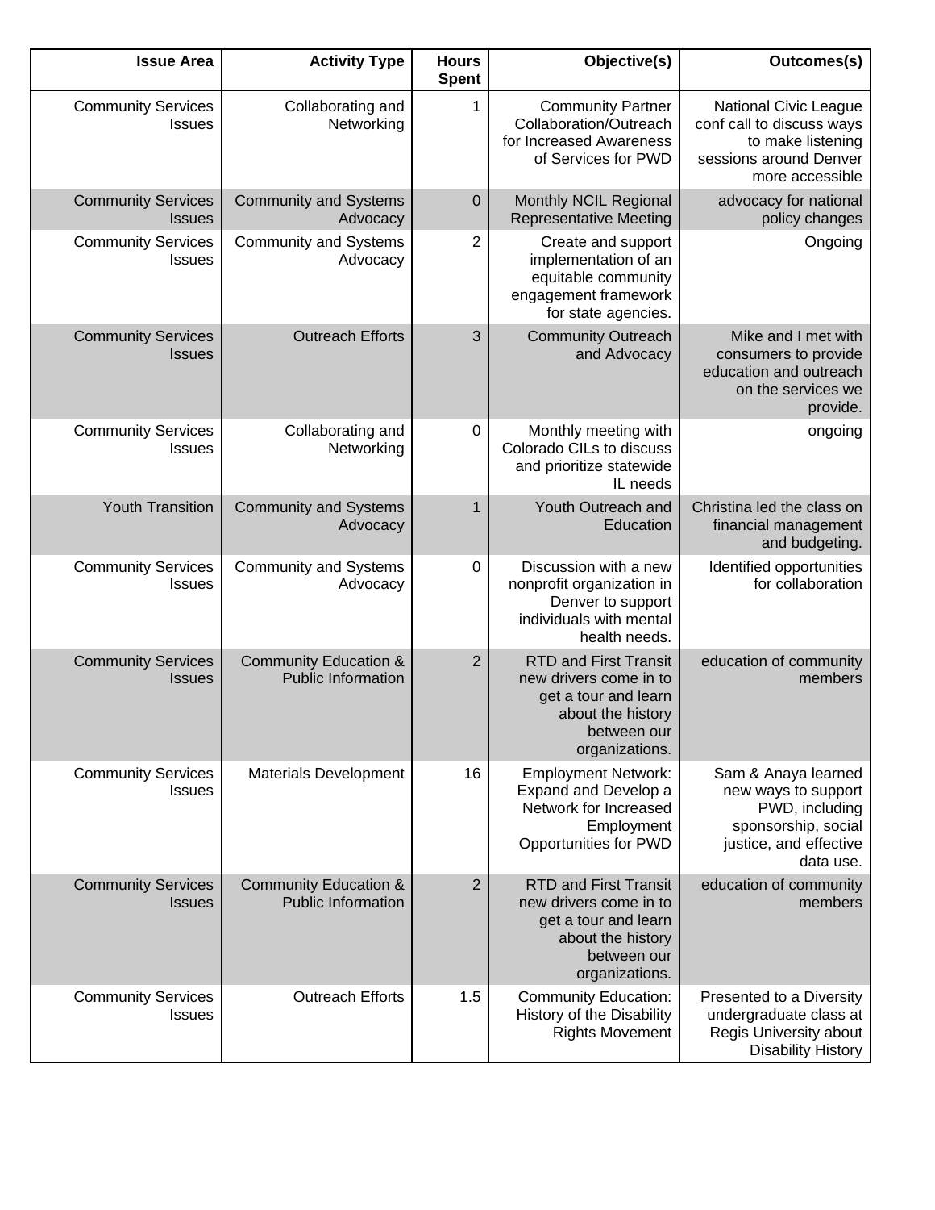| Issue Area | Activity Type | Hours Spent | Objective(s) | Outcomes(s) |
|---|---|---|---|---|
| Community Services Issues | Collaborating and Networking | 1 | Community Partner Collaboration/Outreach for Increased Awareness of Services for PWD | National Civic League conf call to discuss ways to make listening sessions around Denver more accessible |
| Community Services Issues | Community and Systems Advocacy | 0 | Monthly NCIL Regional Representative Meeting | advocacy for national policy changes |
| Community Services Issues | Community and Systems Advocacy | 2 | Create and support implementation of an equitable community engagement framework for state agencies. | Ongoing |
| Community Services Issues | Outreach Efforts | 3 | Community Outreach and Advocacy | Mike and I met with consumers to provide education and outreach on the services we provide. |
| Community Services Issues | Collaborating and Networking | 0 | Monthly meeting with Colorado CILs to discuss and prioritize statewide IL needs | ongoing |
| Youth Transition | Community and Systems Advocacy | 1 | Youth Outreach and Education | Christina led the class on financial management and budgeting. |
| Community Services Issues | Community and Systems Advocacy | 0 | Discussion with a new nonprofit organization in Denver to support individuals with mental health needs. | Identified opportunities for collaboration |
| Community Services Issues | Community Education & Public Information | 2 | RTD and First Transit new drivers come in to get a tour and learn about the history between our organizations. | education of community members |
| Community Services Issues | Materials Development | 16 | Employment Network: Expand and Develop a Network for Increased Employment Opportunities for PWD | Sam & Anaya learned new ways to support PWD, including sponsorship, social justice, and effective data use. |
| Community Services Issues | Community Education & Public Information | 2 | RTD and First Transit new drivers come in to get a tour and learn about the history between our organizations. | education of community members |
| Community Services Issues | Outreach Efforts | 1.5 | Community Education: History of the Disability Rights Movement | Presented to a Diversity undergraduate class at Regis University about Disability History |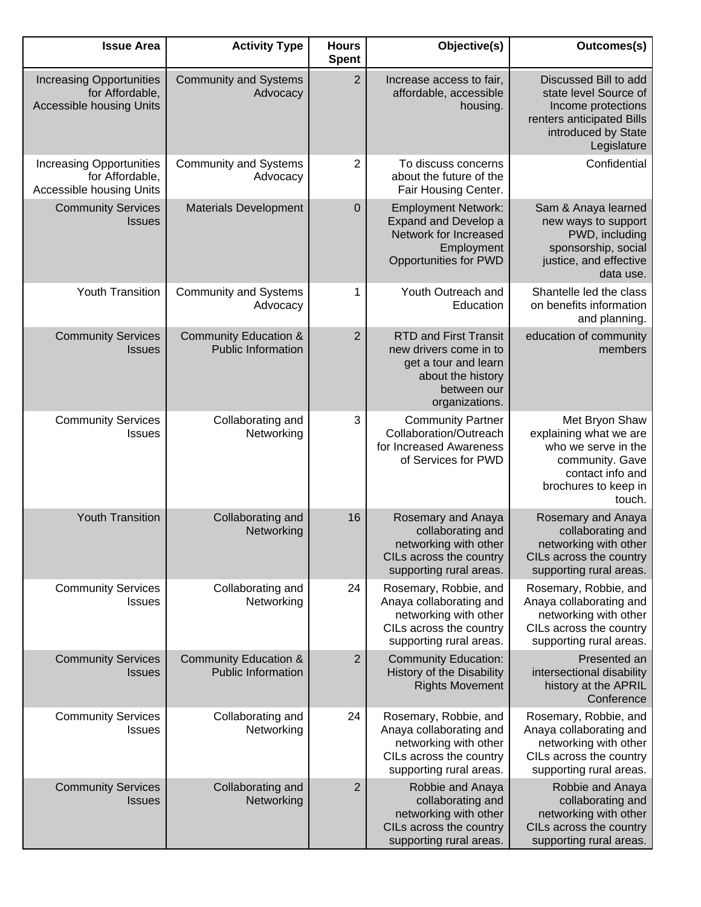| Issue Area | Activity Type | Hours Spent | Objective(s) | Outcomes(s) |
|---|---|---|---|---|
| Increasing Opportunities for Affordable, Accessible housing Units | Community and Systems Advocacy | 2 | Increase access to fair, affordable, accessible housing. | Discussed Bill to add state level Source of Income protections renters anticipated Bills introduced by State Legislature |
| Increasing Opportunities for Affordable, Accessible housing Units | Community and Systems Advocacy | 2 | To discuss concerns about the future of the Fair Housing Center. | Confidential |
| Community Services Issues | Materials Development | 0 | Employment Network: Expand and Develop a Network for Increased Employment Opportunities for PWD | Sam & Anaya learned new ways to support PWD, including sponsorship, social justice, and effective data use. |
| Youth Transition | Community and Systems Advocacy | 1 | Youth Outreach and Education | Shantelle led the class on benefits information and planning. |
| Community Services Issues | Community Education & Public Information | 2 | RTD and First Transit new drivers come in to get a tour and learn about the history between our organizations. | education of community members |
| Community Services Issues | Collaborating and Networking | 3 | Community Partner Collaboration/Outreach for Increased Awareness of Services for PWD | Met Bryon Shaw explaining what we are who we serve in the community. Gave contact info and brochures to keep in touch. |
| Youth Transition | Collaborating and Networking | 16 | Rosemary and Anaya collaborating and networking with other CILs across the country supporting rural areas. | Rosemary and Anaya collaborating and networking with other CILs across the country supporting rural areas. |
| Community Services Issues | Collaborating and Networking | 24 | Rosemary, Robbie, and Anaya collaborating and networking with other CILs across the country supporting rural areas. | Rosemary, Robbie, and Anaya collaborating and networking with other CILs across the country supporting rural areas. |
| Community Services Issues | Community Education & Public Information | 2 | Community Education: History of the Disability Rights Movement | Presented an intersectional disability history at the APRIL Conference |
| Community Services Issues | Collaborating and Networking | 24 | Rosemary, Robbie, and Anaya collaborating and networking with other CILs across the country supporting rural areas. | Rosemary, Robbie, and Anaya collaborating and networking with other CILs across the country supporting rural areas. |
| Community Services Issues | Collaborating and Networking | 2 | Robbie and Anaya collaborating and networking with other CILs across the country supporting rural areas. | Robbie and Anaya collaborating and networking with other CILs across the country supporting rural areas. |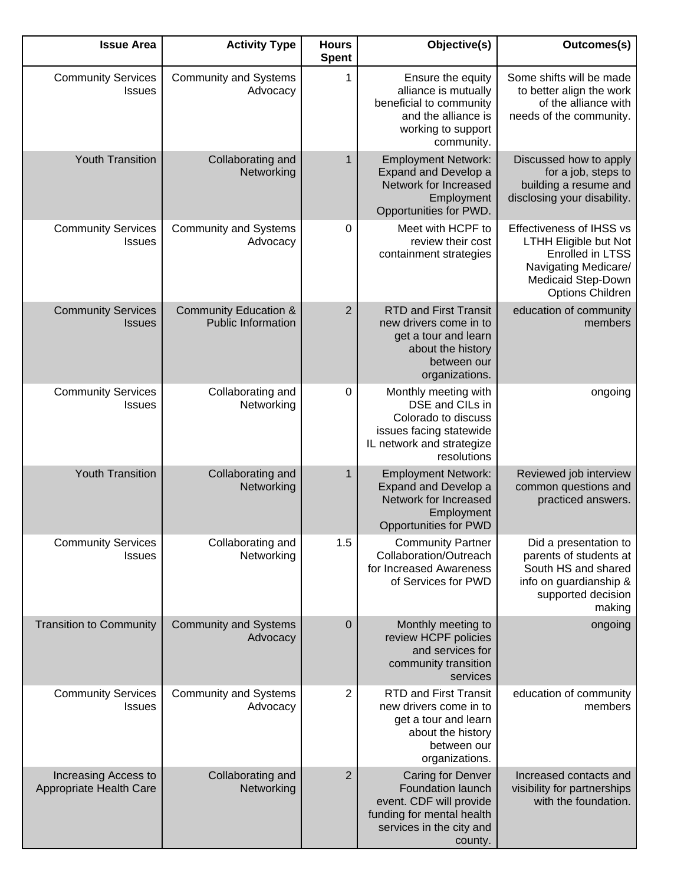| Issue Area | Activity Type | Hours Spent | Objective(s) | Outcomes(s) |
|---|---|---|---|---|
| Community Services Issues | Community and Systems Advocacy | 1 | Ensure the equity alliance is mutually beneficial to community and the alliance is working to support community. | Some shifts will be made to better align the work of the alliance with needs of the community. |
| Youth Transition | Collaborating and Networking | 1 | Employment Network: Expand and Develop a Network for Increased Employment Opportunities for PWD. | Discussed how to apply for a job, steps to building a resume and disclosing your disability. |
| Community Services Issues | Community and Systems Advocacy | 0 | Meet with HCPF to review their cost containment strategies | Effectiveness of IHSS vs LTHH Eligible but Not Enrolled in LTSS Navigating Medicare/ Medicaid Step-Down Options Children |
| Community Services Issues | Community Education & Public Information | 2 | RTD and First Transit new drivers come in to get a tour and learn about the history between our organizations. | education of community members |
| Community Services Issues | Collaborating and Networking | 0 | Monthly meeting with DSE and CILs in Colorado to discuss issues facing statewide IL network and strategize resolutions | ongoing |
| Youth Transition | Collaborating and Networking | 1 | Employment Network: Expand and Develop a Network for Increased Employment Opportunities for PWD | Reviewed job interview common questions and practiced answers. |
| Community Services Issues | Collaborating and Networking | 1.5 | Community Partner Collaboration/Outreach for Increased Awareness of Services for PWD | Did a presentation to parents of students at South HS and shared info on guardianship & supported decision making |
| Transition to Community | Community and Systems Advocacy | 0 | Monthly meeting to review HCPF policies and services for community transition services | ongoing |
| Community Services Issues | Community and Systems Advocacy | 2 | RTD and First Transit new drivers come in to get a tour and learn about the history between our organizations. | education of community members |
| Increasing Access to Appropriate Health Care | Collaborating and Networking | 2 | Caring for Denver Foundation launch event. CDF will provide funding for mental health services in the city and county. | Increased contacts and visibility for partnerships with the foundation. |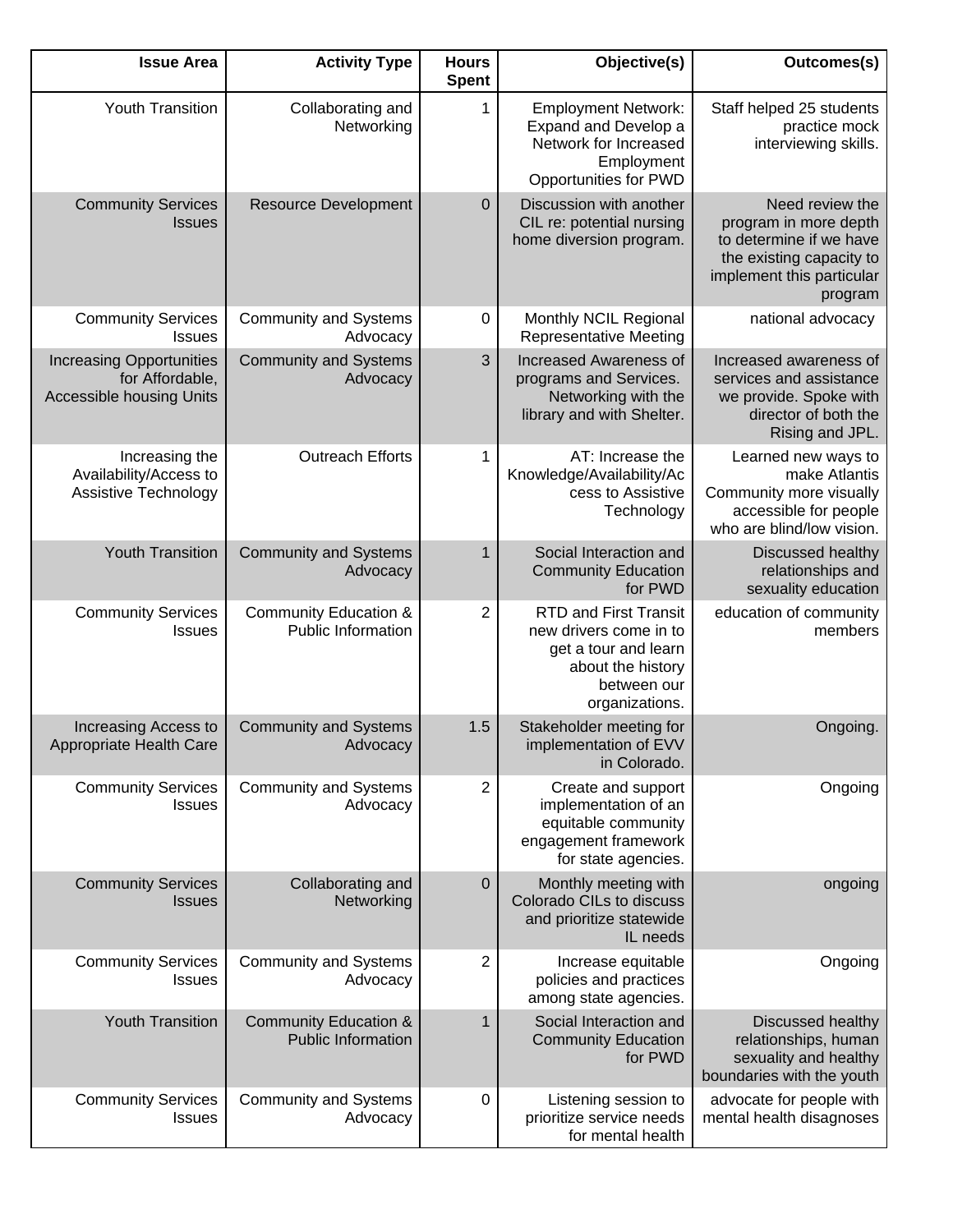| Issue Area | Activity Type | Hours Spent | Objective(s) | Outcomes(s) |
|---|---|---|---|---|
| Youth Transition | Collaborating and Networking | 1 | Employment Network: Expand and Develop a Network for Increased Employment Opportunities for PWD | Staff helped 25 students practice mock interviewing skills. |
| Community Services Issues | Resource Development | 0 | Discussion with another CIL re: potential nursing home diversion program. | Need review the program in more depth to determine if we have the existing capacity to implement this particular program |
| Community Services Issues | Community and Systems Advocacy | 0 | Monthly NCIL Regional Representative Meeting | national advocacy |
| Increasing Opportunities for Affordable, Accessible housing Units | Community and Systems Advocacy | 3 | Increased Awareness of programs and Services. Networking with the library and with Shelter. | Increased awareness of services and assistance we provide. Spoke with director of both the Rising and JPL. |
| Increasing the Availability/Access to Assistive Technology | Outreach Efforts | 1 | AT: Increase the Knowledge/Availability/Access to Assistive Technology | Learned new ways to make Atlantis Community more visually accessible for people who are blind/low vision. |
| Youth Transition | Community and Systems Advocacy | 1 | Social Interaction and Community Education for PWD | Discussed healthy relationships and sexuality education |
| Community Services Issues | Community Education & Public Information | 2 | RTD and First Transit new drivers come in to get a tour and learn about the history between our organizations. | education of community members |
| Increasing Access to Appropriate Health Care | Community and Systems Advocacy | 1.5 | Stakeholder meeting for implementation of EVV in Colorado. | Ongoing. |
| Community Services Issues | Community and Systems Advocacy | 2 | Create and support implementation of an equitable community engagement framework for state agencies. | Ongoing |
| Community Services Issues | Collaborating and Networking | 0 | Monthly meeting with Colorado CILs to discuss and prioritize statewide IL needs | ongoing |
| Community Services Issues | Community and Systems Advocacy | 2 | Increase equitable policies and practices among state agencies. | Ongoing |
| Youth Transition | Community Education & Public Information | 1 | Social Interaction and Community Education for PWD | Discussed healthy relationships, human sexuality and healthy boundaries with the youth |
| Community Services Issues | Community and Systems Advocacy | 0 | Listening session to prioritize service needs for mental health | advocate for people with mental health disagnoses |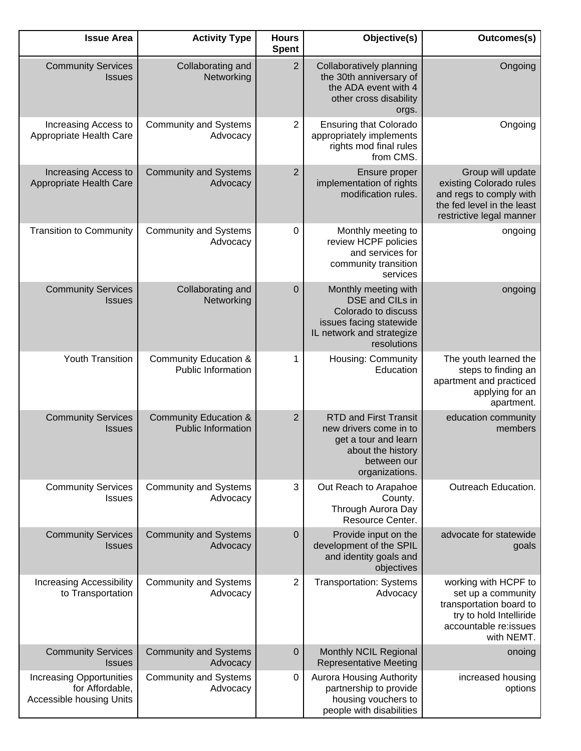| Issue Area | Activity Type | Hours Spent | Objective(s) | Outcomes(s) |
|---|---|---|---|---|
| Community Services Issues | Collaborating and Networking | 2 | Collaboratively planning the 30th anniversary of the ADA event with 4 other cross disability orgs. | Ongoing |
| Increasing Access to Appropriate Health Care | Community and Systems Advocacy | 2 | Ensuring that Colorado appropriately implements rights mod final rules from CMS. | Ongoing |
| Increasing Access to Appropriate Health Care | Community and Systems Advocacy | 2 | Ensure proper implementation of rights modification rules. | Group will update existing Colorado rules and regs to comply with the fed level in the least restrictive legal manner |
| Transition to Community | Community and Systems Advocacy | 0 | Monthly meeting to review HCPF policies and services for community transition services | ongoing |
| Community Services Issues | Collaborating and Networking | 0 | Monthly meeting with DSE and CILs in Colorado to discuss issues facing statewide IL network and strategize resolutions | ongoing |
| Youth Transition | Community Education & Public Information | 1 | Housing: Community Education | The youth learned the steps to finding an apartment and practiced applying for an apartment. |
| Community Services Issues | Community Education & Public Information | 2 | RTD and First Transit new drivers come in to get a tour and learn about the history between our organizations. | education community members |
| Community Services Issues | Community and Systems Advocacy | 3 | Out Reach to Arapahoe County. Through Aurora Day Resource Center. | Outreach Education. |
| Community Services Issues | Community and Systems Advocacy | 0 | Provide input on the development of the SPIL and identity goals and objectives | advocate for statewide goals |
| Increasing Accessibility to Transportation | Community and Systems Advocacy | 2 | Transportation: Systems Advocacy | working with HCPF to set up a community transportation board to try to hold Intelliride accountable re:issues with NEMT. |
| Community Services Issues | Community and Systems Advocacy | 0 | Monthly NCIL Regional Representative Meeting | onoing |
| Increasing Opportunities for Affordable, Accessible housing Units | Community and Systems Advocacy | 0 | Aurora Housing Authority partnership to provide housing vouchers to people with disabilities | increased housing options |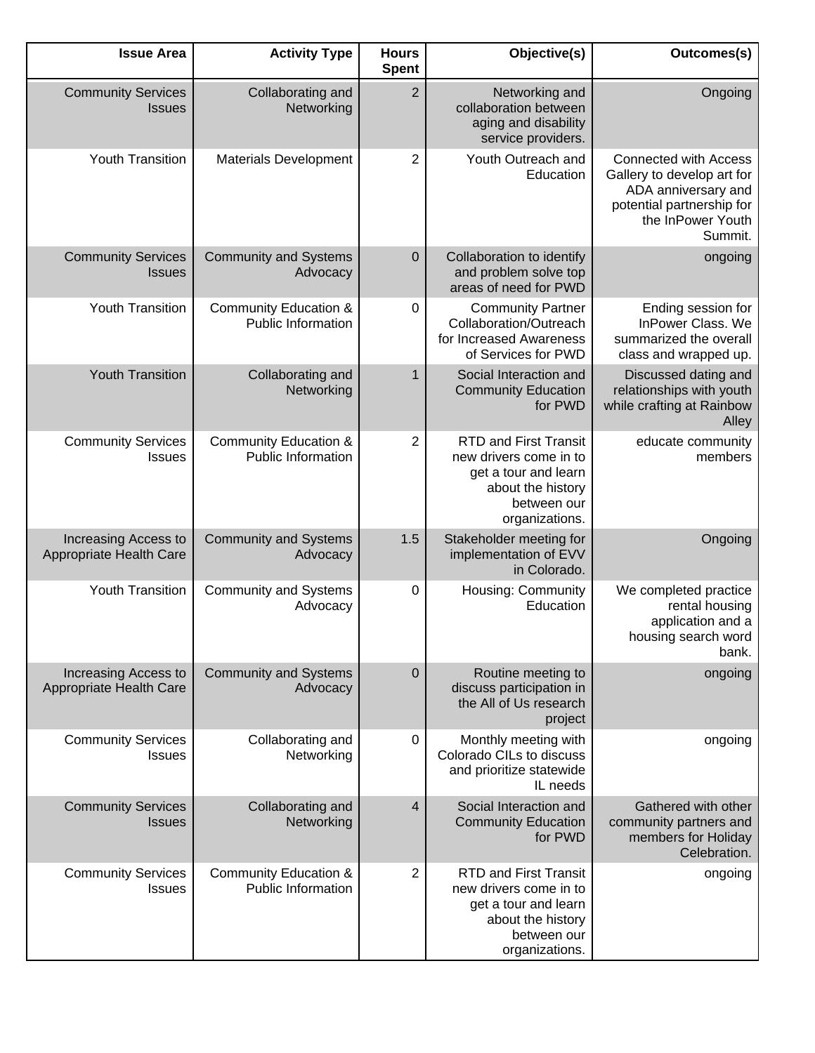| Issue Area | Activity Type | Hours Spent | Objective(s) | Outcomes(s) |
|---|---|---|---|---|
| Community Services Issues | Collaborating and Networking | 2 | Networking and collaboration between aging and disability service providers. | Ongoing |
| Youth Transition | Materials Development | 2 | Youth Outreach and Education | Connected with Access Gallery to develop art for ADA anniversary and potential partnership for the InPower Youth Summit. |
| Community Services Issues | Community and Systems Advocacy | 0 | Collaboration to identify and problem solve top areas of need for PWD | ongoing |
| Youth Transition | Community Education & Public Information | 0 | Community Partner Collaboration/Outreach for Increased Awareness of Services for PWD | Ending session for InPower Class. We summarized the overall class and wrapped up. |
| Youth Transition | Collaborating and Networking | 1 | Social Interaction and Community Education for PWD | Discussed dating and relationships with youth while crafting at Rainbow Alley |
| Community Services Issues | Community Education & Public Information | 2 | RTD and First Transit new drivers come in to get a tour and learn about the history between our organizations. | educate community members |
| Increasing Access to Appropriate Health Care | Community and Systems Advocacy | 1.5 | Stakeholder meeting for implementation of EVV in Colorado. | Ongoing |
| Youth Transition | Community and Systems Advocacy | 0 | Housing: Community Education | We completed practice rental housing application and a housing search word bank. |
| Increasing Access to Appropriate Health Care | Community and Systems Advocacy | 0 | Routine meeting to discuss participation in the All of Us research project | ongoing |
| Community Services Issues | Collaborating and Networking | 0 | Monthly meeting with Colorado CILs to discuss and prioritize statewide IL needs | ongoing |
| Community Services Issues | Collaborating and Networking | 4 | Social Interaction and Community Education for PWD | Gathered with other community partners and members for Holiday Celebration. |
| Community Services Issues | Community Education & Public Information | 2 | RTD and First Transit new drivers come in to get a tour and learn about the history between our organizations. | ongoing |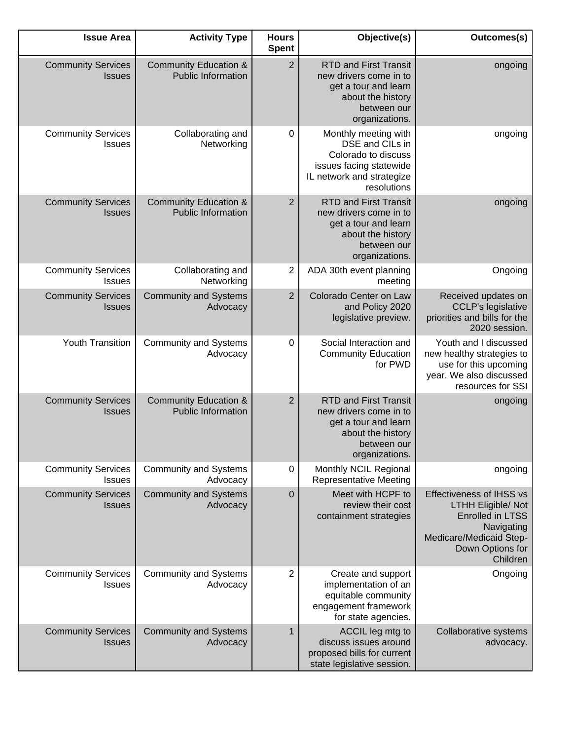| Issue Area | Activity Type | Hours Spent | Objective(s) | Outcomes(s) |
| --- | --- | --- | --- | --- |
| Community Services Issues | Community Education & Public Information | 2 | RTD and First Transit new drivers come in to get a tour and learn about the history between our organizations. | ongoing |
| Community Services Issues | Collaborating and Networking | 0 | Monthly meeting with DSE and CILs in Colorado to discuss issues facing statewide IL network and strategize resolutions | ongoing |
| Community Services Issues | Community Education & Public Information | 2 | RTD and First Transit new drivers come in to get a tour and learn about the history between our organizations. | ongoing |
| Community Services Issues | Collaborating and Networking | 2 | ADA 30th event planning meeting | Ongoing |
| Community Services Issues | Community and Systems Advocacy | 2 | Colorado Center on Law and Policy 2020 legislative preview. | Received updates on CCLP's legislative priorities and bills for the 2020 session. |
| Youth Transition | Community and Systems Advocacy | 0 | Social Interaction and Community Education for PWD | Youth and I discussed new healthy strategies to use for this upcoming year. We also discussed resources for SSI |
| Community Services Issues | Community Education & Public Information | 2 | RTD and First Transit new drivers come in to get a tour and learn about the history between our organizations. | ongoing |
| Community Services Issues | Community and Systems Advocacy | 0 | Monthly NCIL Regional Representative Meeting | ongoing |
| Community Services Issues | Community and Systems Advocacy | 0 | Meet with HCPF to review their cost containment strategies | Effectiveness of IHSS vs LTHH Eligible/ Not Enrolled in LTSS Navigating Medicare/Medicaid Step-Down Options for Children |
| Community Services Issues | Community and Systems Advocacy | 2 | Create and support implementation of an equitable community engagement framework for state agencies. | Ongoing |
| Community Services Issues | Community and Systems Advocacy | 1 | ACCIL leg mtg to discuss issues around proposed bills for current state legislative session. | Collaborative systems advocacy. |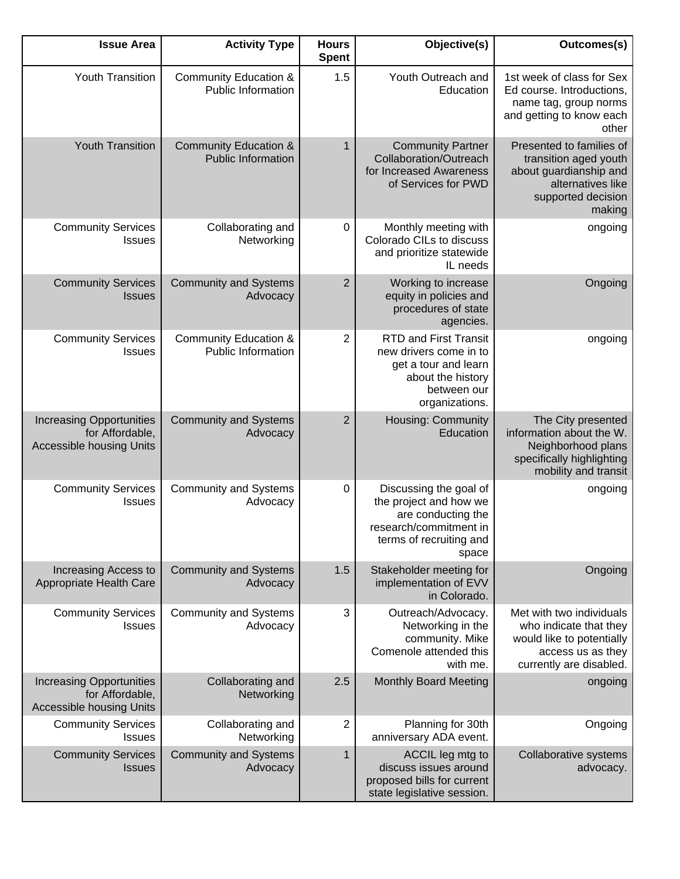| Issue Area | Activity Type | Hours Spent | Objective(s) | Outcomes(s) |
|---|---|---|---|---|
| Youth Transition | Community Education & Public Information | 1.5 | Youth Outreach and Education | 1st week of class for Sex Ed course. Introductions, name tag, group norms and getting to know each other |
| Youth Transition | Community Education & Public Information | 1 | Community Partner Collaboration/Outreach for Increased Awareness of Services for PWD | Presented to families of transition aged youth about guardianship and alternatives like supported decision making |
| Community Services Issues | Collaborating and Networking | 0 | Monthly meeting with Colorado CILs to discuss and prioritize statewide IL needs | ongoing |
| Community Services Issues | Community and Systems Advocacy | 2 | Working to increase equity in policies and procedures of state agencies. | Ongoing |
| Community Services Issues | Community Education & Public Information | 2 | RTD and First Transit new drivers come in to get a tour and learn about the history between our organizations. | ongoing |
| Increasing Opportunities for Affordable, Accessible housing Units | Community and Systems Advocacy | 2 | Housing: Community Education | The City presented information about the W. Neighborhood plans specifically highlighting mobility and transit |
| Community Services Issues | Community and Systems Advocacy | 0 | Discussing the goal of the project and how we are conducting the research/commitment in terms of recruiting and space | ongoing |
| Increasing Access to Appropriate Health Care | Community and Systems Advocacy | 1.5 | Stakeholder meeting for implementation of EVV in Colorado. | Ongoing |
| Community Services Issues | Community and Systems Advocacy | 3 | Outreach/Advocacy. Networking in the community. Mike Comenole attended this with me. | Met with two individuals who indicate that they would like to potentially access us as they currently are disabled. |
| Increasing Opportunities for Affordable, Accessible housing Units | Collaborating and Networking | 2.5 | Monthly Board Meeting | ongoing |
| Community Services Issues | Collaborating and Networking | 2 | Planning for 30th anniversary ADA event. | Ongoing |
| Community Services Issues | Community and Systems Advocacy | 1 | ACCIL leg mtg to discuss issues around proposed bills for current state legislative session. | Collaborative systems advocacy. |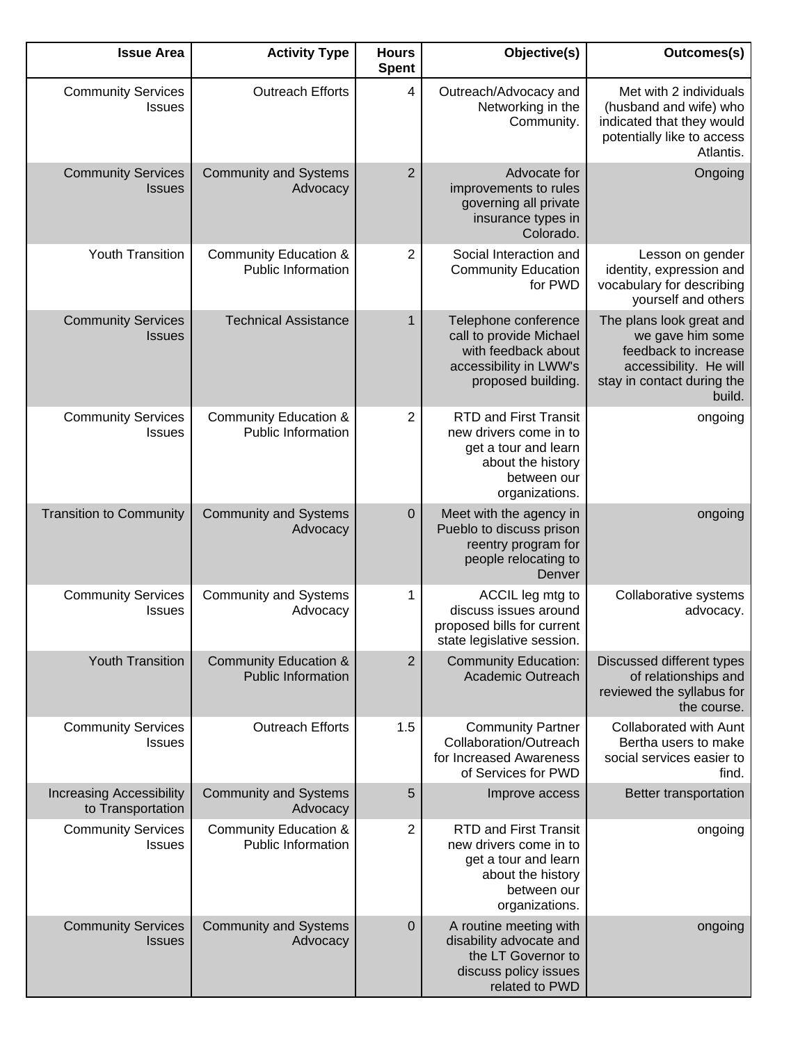| Issue Area | Activity Type | Hours Spent | Objective(s) | Outcomes(s) |
|---|---|---|---|---|
| Community Services Issues | Outreach Efforts | 4 | Outreach/Advocacy and Networking in the Community. | Met with 2 individuals (husband and wife) who indicated that they would potentially like to access Atlantis. |
| Community Services Issues | Community and Systems Advocacy | 2 | Advocate for improvements to rules governing all private insurance types in Colorado. | Ongoing |
| Youth Transition | Community Education & Public Information | 2 | Social Interaction and Community Education for PWD | Lesson on gender identity, expression and vocabulary for describing yourself and others |
| Community Services Issues | Technical Assistance | 1 | Telephone conference call to provide Michael with feedback about accessibility in LWW's proposed building. | The plans look great and we gave him some feedback to increase accessibility. He will stay in contact during the build. |
| Community Services Issues | Community Education & Public Information | 2 | RTD and First Transit new drivers come in to get a tour and learn about the history between our organizations. | ongoing |
| Transition to Community | Community and Systems Advocacy | 0 | Meet with the agency in Pueblo to discuss prison reentry program for people relocating to Denver | ongoing |
| Community Services Issues | Community and Systems Advocacy | 1 | ACCIL leg mtg to discuss issues around proposed bills for current state legislative session. | Collaborative systems advocacy. |
| Youth Transition | Community Education & Public Information | 2 | Community Education: Academic Outreach | Discussed different types of relationships and reviewed the syllabus for the course. |
| Community Services Issues | Outreach Efforts | 1.5 | Community Partner Collaboration/Outreach for Increased Awareness of Services for PWD | Collaborated with Aunt Bertha users to make social services easier to find. |
| Increasing Accessibility to Transportation | Community and Systems Advocacy | 5 | Improve access | Better transportation |
| Community Services Issues | Community Education & Public Information | 2 | RTD and First Transit new drivers come in to get a tour and learn about the history between our organizations. | ongoing |
| Community Services Issues | Community and Systems Advocacy | 0 | A routine meeting with disability advocate and the LT Governor to discuss policy issues related to PWD | ongoing |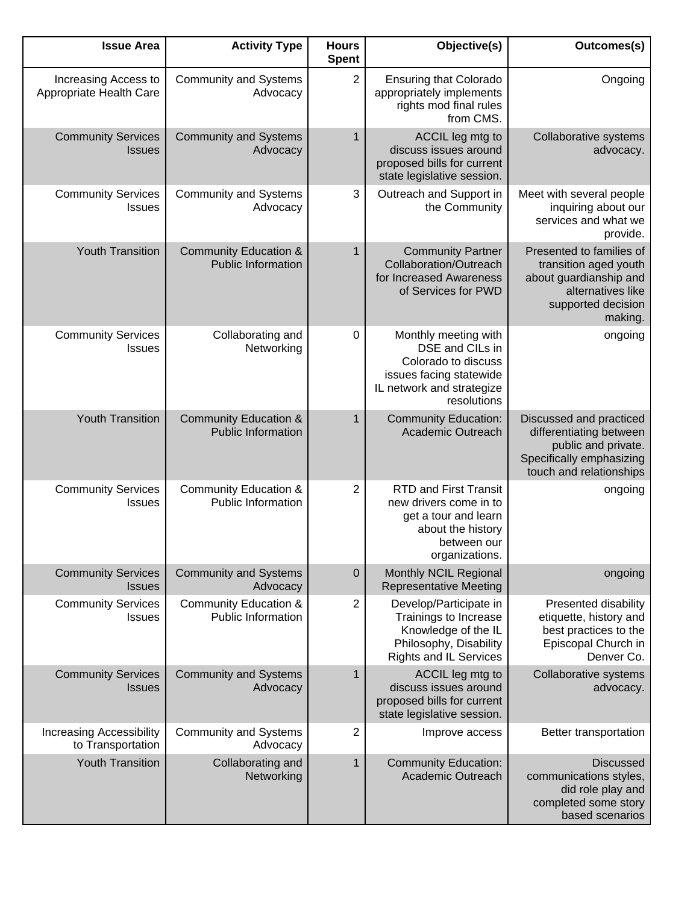| Issue Area | Activity Type | Hours Spent | Objective(s) | Outcomes(s) |
|---|---|---|---|---|
| Increasing Access to Appropriate Health Care | Community and Systems Advocacy | 2 | Ensuring that Colorado appropriately implements rights mod final rules from CMS. | Ongoing |
| Community Services Issues | Community and Systems Advocacy | 1 | ACCIL leg mtg to discuss issues around proposed bills for current state legislative session. | Collaborative systems advocacy. |
| Community Services Issues | Community and Systems Advocacy | 3 | Outreach and Support in the Community | Meet with several people inquiring about our services and what we provide. |
| Youth Transition | Community Education & Public Information | 1 | Community Partner Collaboration/Outreach for Increased Awareness of Services for PWD | Presented to families of transition aged youth about guardianship and alternatives like supported decision making. |
| Community Services Issues | Collaborating and Networking | 0 | Monthly meeting with DSE and CILs in Colorado to discuss issues facing statewide IL network and strategize resolutions | ongoing |
| Youth Transition | Community Education & Public Information | 1 | Community Education: Academic Outreach | Discussed and practiced differentiating between public and private. Specifically emphasizing touch and relationships |
| Community Services Issues | Community Education & Public Information | 2 | RTD and First Transit new drivers come in to get a tour and learn about the history between our organizations. | ongoing |
| Community Services Issues | Community and Systems Advocacy | 0 | Monthly NCIL Regional Representative Meeting | ongoing |
| Community Services Issues | Community Education & Public Information | 2 | Develop/Participate in Trainings to Increase Knowledge of the IL Philosophy, Disability Rights and IL Services | Presented disability etiquette, history and best practices to the Episcopal Church in Denver Co. |
| Community Services Issues | Community and Systems Advocacy | 1 | ACCIL leg mtg to discuss issues around proposed bills for current state legislative session. | Collaborative systems advocacy. |
| Increasing Accessibility to Transportation | Community and Systems Advocacy | 2 | Improve access | Better transportation |
| Youth Transition | Collaborating and Networking | 1 | Community Education: Academic Outreach | Discussed communications styles, did role play and completed some story based scenarios |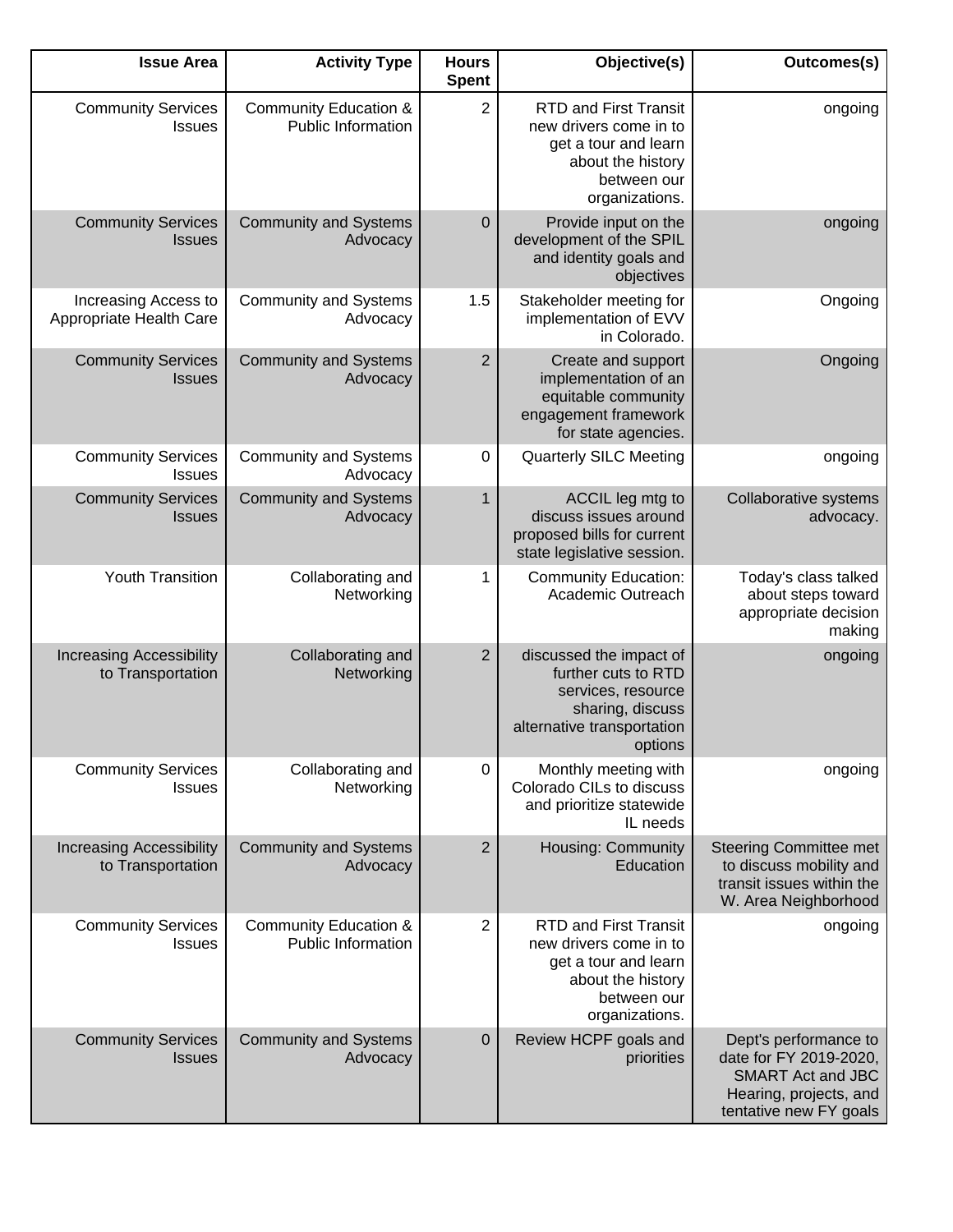| Issue Area | Activity Type | Hours Spent | Objective(s) | Outcomes(s) |
|---|---|---|---|---|
| Community Services Issues | Community Education & Public Information | 2 | RTD and First Transit new drivers come in to get a tour and learn about the history between our organizations. | ongoing |
| Community Services Issues | Community and Systems Advocacy | 0 | Provide input on the development of the SPIL and identity goals and objectives | ongoing |
| Increasing Access to Appropriate Health Care | Community and Systems Advocacy | 1.5 | Stakeholder meeting for implementation of EVV in Colorado. | Ongoing |
| Community Services Issues | Community and Systems Advocacy | 2 | Create and support implementation of an equitable community engagement framework for state agencies. | Ongoing |
| Community Services Issues | Community and Systems Advocacy | 0 | Quarterly SILC Meeting | ongoing |
| Community Services Issues | Community and Systems Advocacy | 1 | ACCIL leg mtg to discuss issues around proposed bills for current state legislative session. | Collaborative systems advocacy. |
| Youth Transition | Collaborating and Networking | 1 | Community Education: Academic Outreach | Today's class talked about steps toward appropriate decision making |
| Increasing Accessibility to Transportation | Collaborating and Networking | 2 | discussed the impact of further cuts to RTD services, resource sharing, discuss alternative transportation options | ongoing |
| Community Services Issues | Collaborating and Networking | 0 | Monthly meeting with Colorado CILs to discuss and prioritize statewide IL needs | ongoing |
| Increasing Accessibility to Transportation | Community and Systems Advocacy | 2 | Housing: Community Education | Steering Committee met to discuss mobility and transit issues within the W. Area Neighborhood |
| Community Services Issues | Community Education & Public Information | 2 | RTD and First Transit new drivers come in to get a tour and learn about the history between our organizations. | ongoing |
| Community Services Issues | Community and Systems Advocacy | 0 | Review HCPF goals and priorities | Dept's performance to date for FY 2019-2020, SMART Act and JBC Hearing, projects, and tentative new FY goals |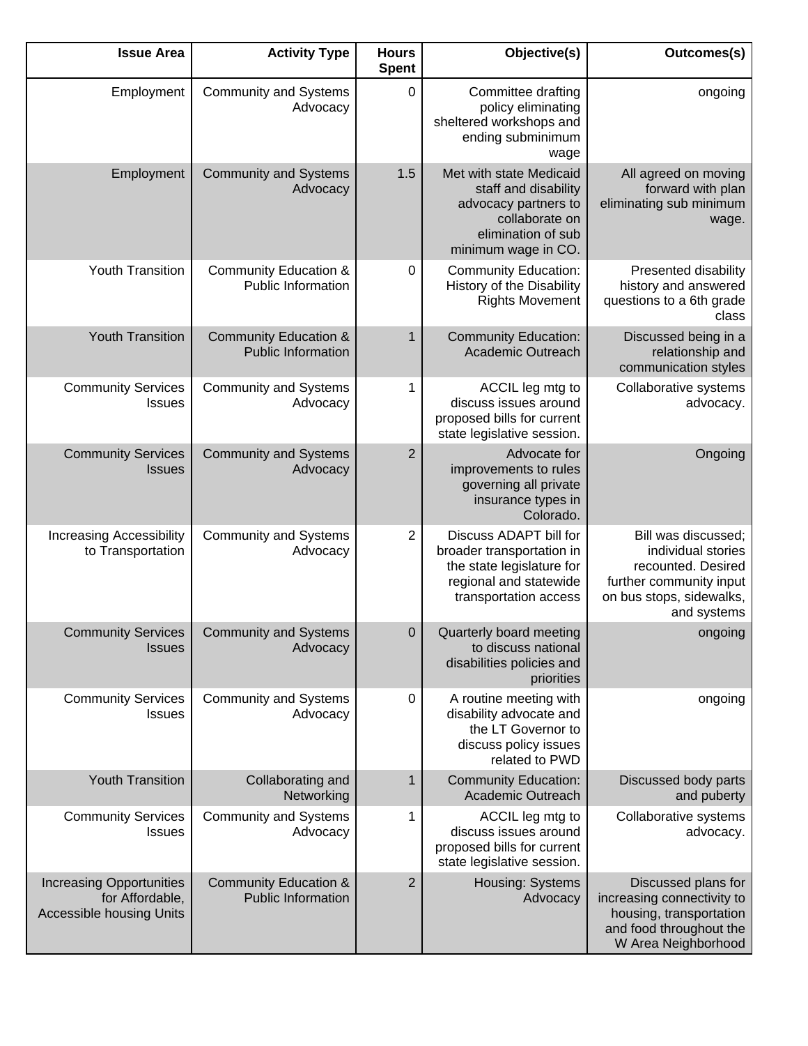| Issue Area | Activity Type | Hours Spent | Objective(s) | Outcomes(s) |
|---|---|---|---|---|
| Employment | Community and Systems Advocacy | 0 | Committee drafting policy eliminating sheltered workshops and ending subminimum wage | ongoing |
| Employment | Community and Systems Advocacy | 1.5 | Met with state Medicaid staff and disability advocacy partners to collaborate on elimination of sub minimum wage in CO. | All agreed on moving forward with plan eliminating sub minimum wage. |
| Youth Transition | Community Education & Public Information | 0 | Community Education: History of the Disability Rights Movement | Presented disability history and answered questions to a 6th grade class |
| Youth Transition | Community Education & Public Information | 1 | Community Education: Academic Outreach | Discussed being in a relationship and communication styles |
| Community Services Issues | Community and Systems Advocacy | 1 | ACCIL leg mtg to discuss issues around proposed bills for current state legislative session. | Collaborative systems advocacy. |
| Community Services Issues | Community and Systems Advocacy | 2 | Advocate for improvements to rules governing all private insurance types in Colorado. | Ongoing |
| Increasing Accessibility to Transportation | Community and Systems Advocacy | 2 | Discuss ADAPT bill for broader transportation in the state legislature for regional and statewide transportation access | Bill was discussed; individual stories recounted. Desired further community input on bus stops, sidewalks, and systems |
| Community Services Issues | Community and Systems Advocacy | 0 | Quarterly board meeting to discuss national disabilities policies and priorities | ongoing |
| Community Services Issues | Community and Systems Advocacy | 0 | A routine meeting with disability advocate and the LT Governor to discuss policy issues related to PWD | ongoing |
| Youth Transition | Collaborating and Networking | 1 | Community Education: Academic Outreach | Discussed body parts and puberty |
| Community Services Issues | Community and Systems Advocacy | 1 | ACCIL leg mtg to discuss issues around proposed bills for current state legislative session. | Collaborative systems advocacy. |
| Increasing Opportunities for Affordable, Accessible housing Units | Community Education & Public Information | 2 | Housing: Systems Advocacy | Discussed plans for increasing connectivity to housing, transportation and food throughout the W Area Neighborhood |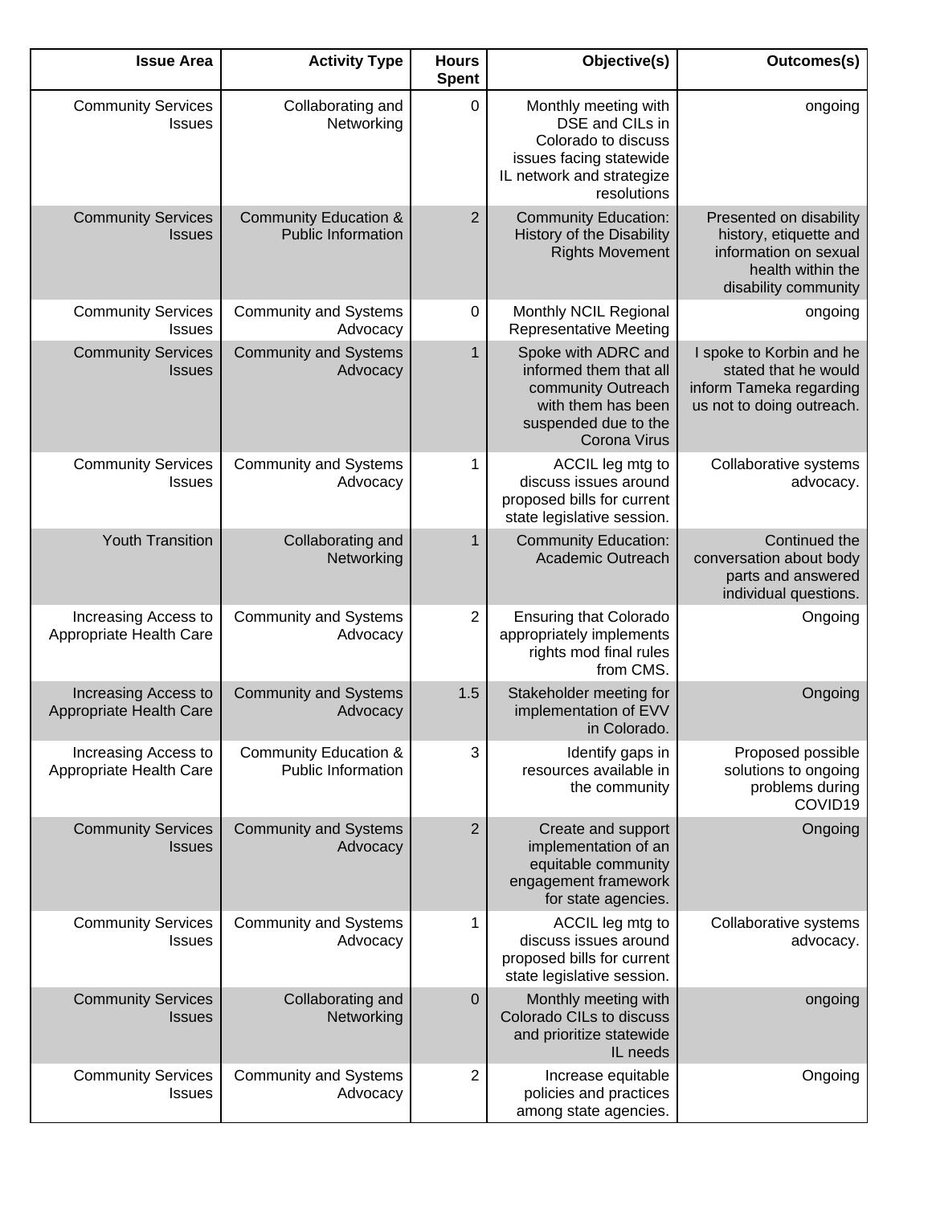| Issue Area | Activity Type | Hours Spent | Objective(s) | Outcomes(s) |
|---|---|---|---|---|
| Community Services Issues | Collaborating and Networking | 0 | Monthly meeting with DSE and CILs in Colorado to discuss issues facing statewide IL network and strategize resolutions | ongoing |
| Community Services Issues | Community Education & Public Information | 2 | Community Education: History of the Disability Rights Movement | Presented on disability history, etiquette and information on sexual health within the disability community |
| Community Services Issues | Community and Systems Advocacy | 0 | Monthly NCIL Regional Representative Meeting | ongoing |
| Community Services Issues | Community and Systems Advocacy | 1 | Spoke with ADRC and informed them that all community Outreach with them has been suspended due to the Corona Virus | I spoke to Korbin and he stated that he would inform Tameka regarding us not to doing outreach. |
| Community Services Issues | Community and Systems Advocacy | 1 | ACCIL leg mtg to discuss issues around proposed bills for current state legislative session. | Collaborative systems advocacy. |
| Youth Transition | Collaborating and Networking | 1 | Community Education: Academic Outreach | Continued the conversation about body parts and answered individual questions. |
| Increasing Access to Appropriate Health Care | Community and Systems Advocacy | 2 | Ensuring that Colorado appropriately implements rights mod final rules from CMS. | Ongoing |
| Increasing Access to Appropriate Health Care | Community and Systems Advocacy | 1.5 | Stakeholder meeting for implementation of EVV in Colorado. | Ongoing |
| Increasing Access to Appropriate Health Care | Community Education & Public Information | 3 | Identify gaps in resources available in the community | Proposed possible solutions to ongoing problems during COVID19 |
| Community Services Issues | Community and Systems Advocacy | 2 | Create and support implementation of an equitable community engagement framework for state agencies. | Ongoing |
| Community Services Issues | Community and Systems Advocacy | 1 | ACCIL leg mtg to discuss issues around proposed bills for current state legislative session. | Collaborative systems advocacy. |
| Community Services Issues | Collaborating and Networking | 0 | Monthly meeting with Colorado CILs to discuss and prioritize statewide IL needs | ongoing |
| Community Services Issues | Community and Systems Advocacy | 2 | Increase equitable policies and practices among state agencies. | Ongoing |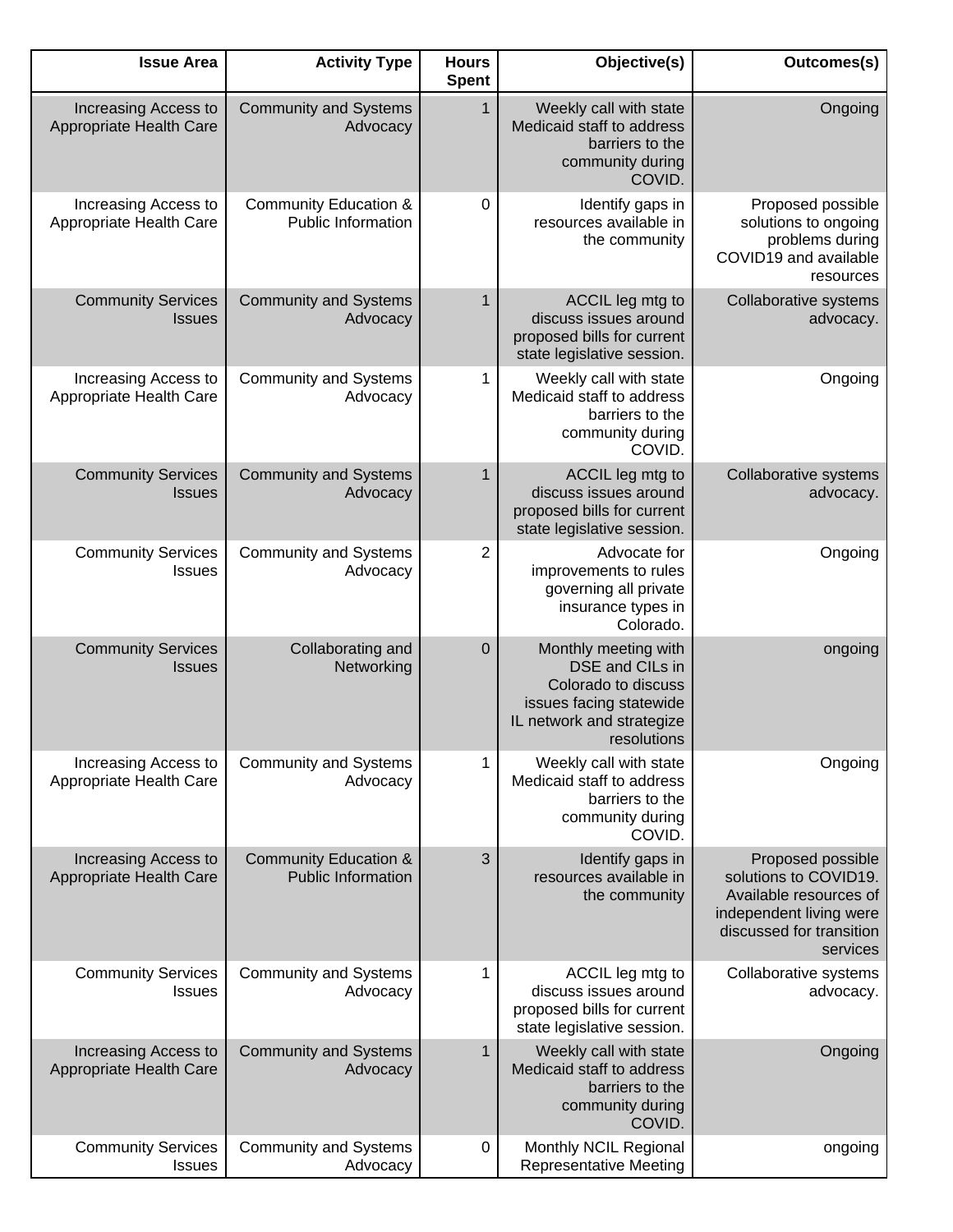| Issue Area | Activity Type | Hours Spent | Objective(s) | Outcomes(s) |
|---|---|---|---|---|
| Increasing Access to Appropriate Health Care | Community and Systems Advocacy | 1 | Weekly call with state Medicaid staff to address barriers to the community during COVID. | Ongoing |
| Increasing Access to Appropriate Health Care | Community Education & Public Information | 0 | Identify gaps in resources available in the community | Proposed possible solutions to ongoing problems during COVID19 and available resources |
| Community Services Issues | Community and Systems Advocacy | 1 | ACCIL leg mtg to discuss issues around proposed bills for current state legislative session. | Collaborative systems advocacy. |
| Increasing Access to Appropriate Health Care | Community and Systems Advocacy | 1 | Weekly call with state Medicaid staff to address barriers to the community during COVID. | Ongoing |
| Community Services Issues | Community and Systems Advocacy | 1 | ACCIL leg mtg to discuss issues around proposed bills for current state legislative session. | Collaborative systems advocacy. |
| Community Services Issues | Community and Systems Advocacy | 2 | Advocate for improvements to rules governing all private insurance types in Colorado. | Ongoing |
| Community Services Issues | Collaborating and Networking | 0 | Monthly meeting with DSE and CILs in Colorado to discuss issues facing statewide IL network and strategize resolutions | ongoing |
| Increasing Access to Appropriate Health Care | Community and Systems Advocacy | 1 | Weekly call with state Medicaid staff to address barriers to the community during COVID. | Ongoing |
| Increasing Access to Appropriate Health Care | Community Education & Public Information | 3 | Identify gaps in resources available in the community | Proposed possible solutions to COVID19. Available resources of independent living were discussed for transition services |
| Community Services Issues | Community and Systems Advocacy | 1 | ACCIL leg mtg to discuss issues around proposed bills for current state legislative session. | Collaborative systems advocacy. |
| Increasing Access to Appropriate Health Care | Community and Systems Advocacy | 1 | Weekly call with state Medicaid staff to address barriers to the community during COVID. | Ongoing |
| Community Services Issues | Community and Systems Advocacy | 0 | Monthly NCIL Regional Representative Meeting | ongoing |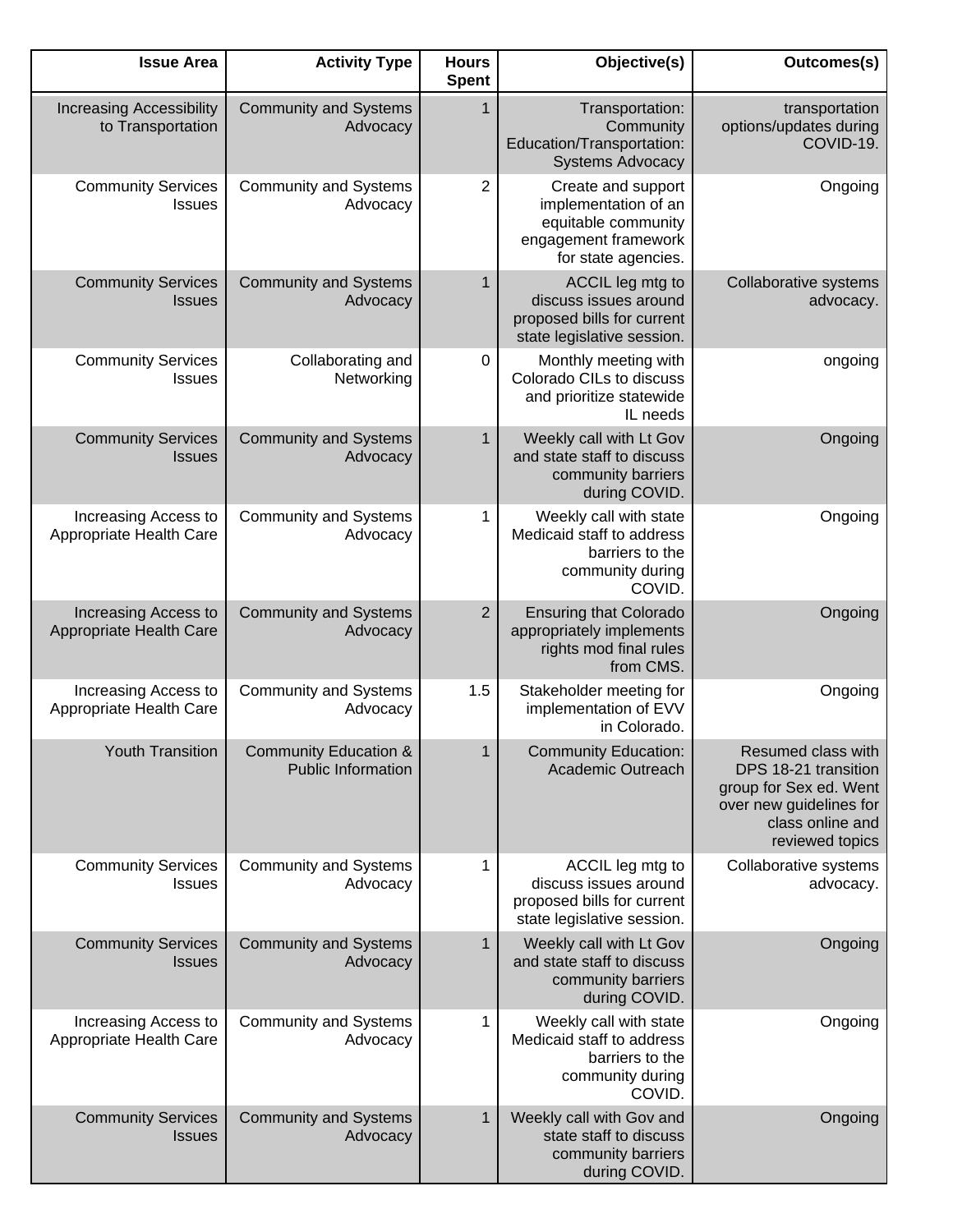| Issue Area | Activity Type | Hours Spent | Objective(s) | Outcomes(s) |
|---|---|---|---|---|
| Increasing Accessibility to Transportation | Community and Systems Advocacy | 1 | Transportation: Community Education/Transportation: Systems Advocacy | transportation options/updates during COVID-19. |
| Community Services Issues | Community and Systems Advocacy | 2 | Create and support implementation of an equitable community engagement framework for state agencies. | Ongoing |
| Community Services Issues | Community and Systems Advocacy | 1 | ACCIL leg mtg to discuss issues around proposed bills for current state legislative session. | Collaborative systems advocacy. |
| Community Services Issues | Collaborating and Networking | 0 | Monthly meeting with Colorado CILs to discuss and prioritize statewide IL needs | ongoing |
| Community Services Issues | Community and Systems Advocacy | 1 | Weekly call with Lt Gov and state staff to discuss community barriers during COVID. | Ongoing |
| Increasing Access to Appropriate Health Care | Community and Systems Advocacy | 1 | Weekly call with state Medicaid staff to address barriers to the community during COVID. | Ongoing |
| Increasing Access to Appropriate Health Care | Community and Systems Advocacy | 2 | Ensuring that Colorado appropriately implements rights mod final rules from CMS. | Ongoing |
| Increasing Access to Appropriate Health Care | Community and Systems Advocacy | 1.5 | Stakeholder meeting for implementation of EVV in Colorado. | Ongoing |
| Youth Transition | Community Education & Public Information | 1 | Community Education: Academic Outreach | Resumed class with DPS 18-21 transition group for Sex ed. Went over new guidelines for class online and reviewed topics |
| Community Services Issues | Community and Systems Advocacy | 1 | ACCIL leg mtg to discuss issues around proposed bills for current state legislative session. | Collaborative systems advocacy. |
| Community Services Issues | Community and Systems Advocacy | 1 | Weekly call with Lt Gov and state staff to discuss community barriers during COVID. | Ongoing |
| Increasing Access to Appropriate Health Care | Community and Systems Advocacy | 1 | Weekly call with state Medicaid staff to address barriers to the community during COVID. | Ongoing |
| Community Services Issues | Community and Systems Advocacy | 1 | Weekly call with Gov and state staff to discuss community barriers during COVID. | Ongoing |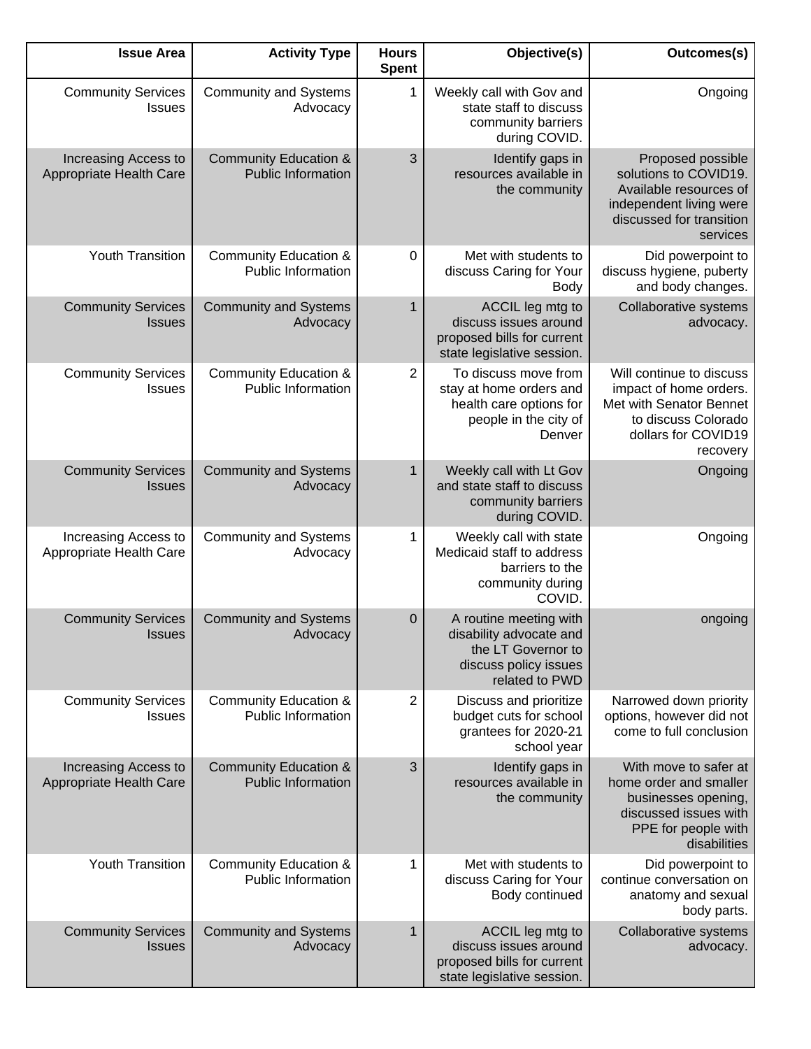| Issue Area | Activity Type | Hours Spent | Objective(s) | Outcomes(s) |
|---|---|---|---|---|
| Community Services Issues | Community and Systems Advocacy | 1 | Weekly call with Gov and state staff to discuss community barriers during COVID. | Ongoing |
| Increasing Access to Appropriate Health Care | Community Education & Public Information | 3 | Identify gaps in resources available in the community | Proposed possible solutions to COVID19. Available resources of independent living were discussed for transition services |
| Youth Transition | Community Education & Public Information | 0 | Met with students to discuss Caring for Your Body | Did powerpoint to discuss hygiene, puberty and body changes. |
| Community Services Issues | Community and Systems Advocacy | 1 | ACCIL leg mtg to discuss issues around proposed bills for current state legislative session. | Collaborative systems advocacy. |
| Community Services Issues | Community Education & Public Information | 2 | To discuss move from stay at home orders and health care options for people in the city of Denver | Will continue to discuss impact of home orders. Met with Senator Bennet to discuss Colorado dollars for COVID19 recovery |
| Community Services Issues | Community and Systems Advocacy | 1 | Weekly call with Lt Gov and state staff to discuss community barriers during COVID. | Ongoing |
| Increasing Access to Appropriate Health Care | Community and Systems Advocacy | 1 | Weekly call with state Medicaid staff to address barriers to the community during COVID. | Ongoing |
| Community Services Issues | Community and Systems Advocacy | 0 | A routine meeting with disability advocate and the LT Governor to discuss policy issues related to PWD | ongoing |
| Community Services Issues | Community Education & Public Information | 2 | Discuss and prioritize budget cuts for school grantees for 2020-21 school year | Narrowed down priority options, however did not come to full conclusion |
| Increasing Access to Appropriate Health Care | Community Education & Public Information | 3 | Identify gaps in resources available in the community | With move to safer at home order and smaller businesses opening, discussed issues with PPE for people with disabilities |
| Youth Transition | Community Education & Public Information | 1 | Met with students to discuss Caring for Your Body continued | Did powerpoint to continue conversation on anatomy and sexual body parts. |
| Community Services Issues | Community and Systems Advocacy | 1 | ACCIL leg mtg to discuss issues around proposed bills for current state legislative session. | Collaborative systems advocacy. |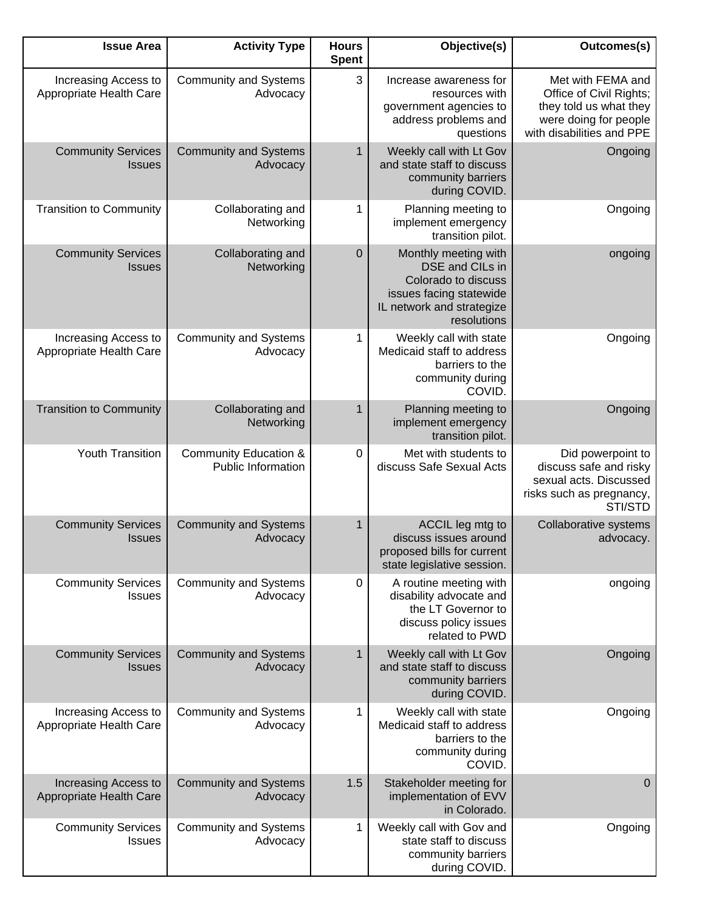| Issue Area | Activity Type | Hours Spent | Objective(s) | Outcomes(s) |
|---|---|---|---|---|
| Increasing Access to Appropriate Health Care | Community and Systems Advocacy | 3 | Increase awareness for resources with government agencies to address problems and questions | Met with FEMA and Office of Civil Rights; they told us what they were doing for people with disabilities and PPE |
| Community Services Issues | Community and Systems Advocacy | 1 | Weekly call with Lt Gov and state staff to discuss community barriers during COVID. | Ongoing |
| Transition to Community | Collaborating and Networking | 1 | Planning meeting to implement emergency transition pilot. | Ongoing |
| Community Services Issues | Collaborating and Networking | 0 | Monthly meeting with DSE and CILs in Colorado to discuss issues facing statewide IL network and strategize resolutions | ongoing |
| Increasing Access to Appropriate Health Care | Community and Systems Advocacy | 1 | Weekly call with state Medicaid staff to address barriers to the community during COVID. | Ongoing |
| Transition to Community | Collaborating and Networking | 1 | Planning meeting to implement emergency transition pilot. | Ongoing |
| Youth Transition | Community Education & Public Information | 0 | Met with students to discuss Safe Sexual Acts | Did powerpoint to discuss safe and risky sexual acts. Discussed risks such as pregnancy, STI/STD |
| Community Services Issues | Community and Systems Advocacy | 1 | ACCIL leg mtg to discuss issues around proposed bills for current state legislative session. | Collaborative systems advocacy. |
| Community Services Issues | Community and Systems Advocacy | 0 | A routine meeting with disability advocate and the LT Governor to discuss policy issues related to PWD | ongoing |
| Community Services Issues | Community and Systems Advocacy | 1 | Weekly call with Lt Gov and state staff to discuss community barriers during COVID. | Ongoing |
| Increasing Access to Appropriate Health Care | Community and Systems Advocacy | 1 | Weekly call with state Medicaid staff to address barriers to the community during COVID. | Ongoing |
| Increasing Access to Appropriate Health Care | Community and Systems Advocacy | 1.5 | Stakeholder meeting for implementation of EVV in Colorado. | 0 |
| Community Services Issues | Community and Systems Advocacy | 1 | Weekly call with Gov and state staff to discuss community barriers during COVID. | Ongoing |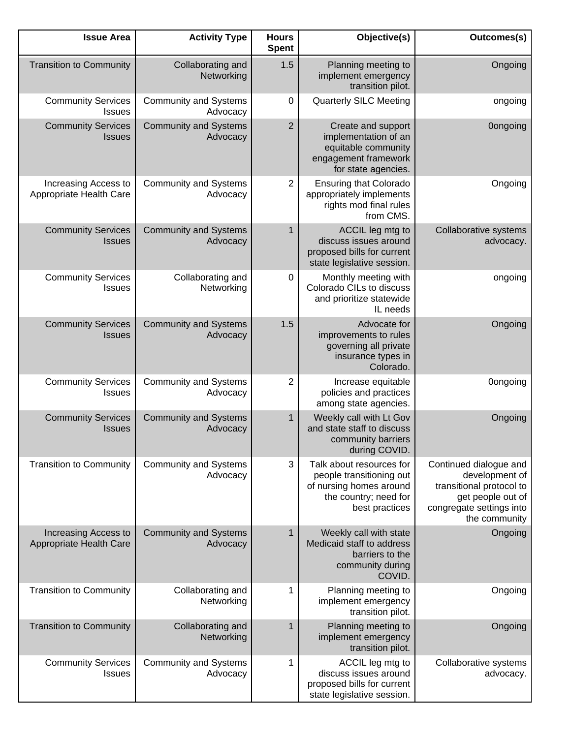| Issue Area | Activity Type | Hours Spent | Objective(s) | Outcomes(s) |
|---|---|---|---|---|
| Transition to Community | Collaborating and Networking | 1.5 | Planning meeting to implement emergency transition pilot. | Ongoing |
| Community Services Issues | Community and Systems Advocacy | 0 | Quarterly SILC Meeting | ongoing |
| Community Services Issues | Community and Systems Advocacy | 2 | Create and support implementation of an equitable community engagement framework for state agencies. | 0ongoing |
| Increasing Access to Appropriate Health Care | Community and Systems Advocacy | 2 | Ensuring that Colorado appropriately implements rights mod final rules from CMS. | Ongoing |
| Community Services Issues | Community and Systems Advocacy | 1 | ACCIL leg mtg to discuss issues around proposed bills for current state legislative session. | Collaborative systems advocacy. |
| Community Services Issues | Collaborating and Networking | 0 | Monthly meeting with Colorado CILs to discuss and prioritize statewide IL needs | ongoing |
| Community Services Issues | Community and Systems Advocacy | 1.5 | Advocate for improvements to rules governing all private insurance types in Colorado. | Ongoing |
| Community Services Issues | Community and Systems Advocacy | 2 | Increase equitable policies and practices among state agencies. | 0ongoing |
| Community Services Issues | Community and Systems Advocacy | 1 | Weekly call with Lt Gov and state staff to discuss community barriers during COVID. | Ongoing |
| Transition to Community | Community and Systems Advocacy | 3 | Talk about resources for people transitioning out of nursing homes around the country; need for best practices | Continued dialogue and development of transitional protocol to get people out of congregate settings into the community |
| Increasing Access to Appropriate Health Care | Community and Systems Advocacy | 1 | Weekly call with state Medicaid staff to address barriers to the community during COVID. | Ongoing |
| Transition to Community | Collaborating and Networking | 1 | Planning meeting to implement emergency transition pilot. | Ongoing |
| Transition to Community | Collaborating and Networking | 1 | Planning meeting to implement emergency transition pilot. | Ongoing |
| Community Services Issues | Community and Systems Advocacy | 1 | ACCIL leg mtg to discuss issues around proposed bills for current state legislative session. | Collaborative systems advocacy. |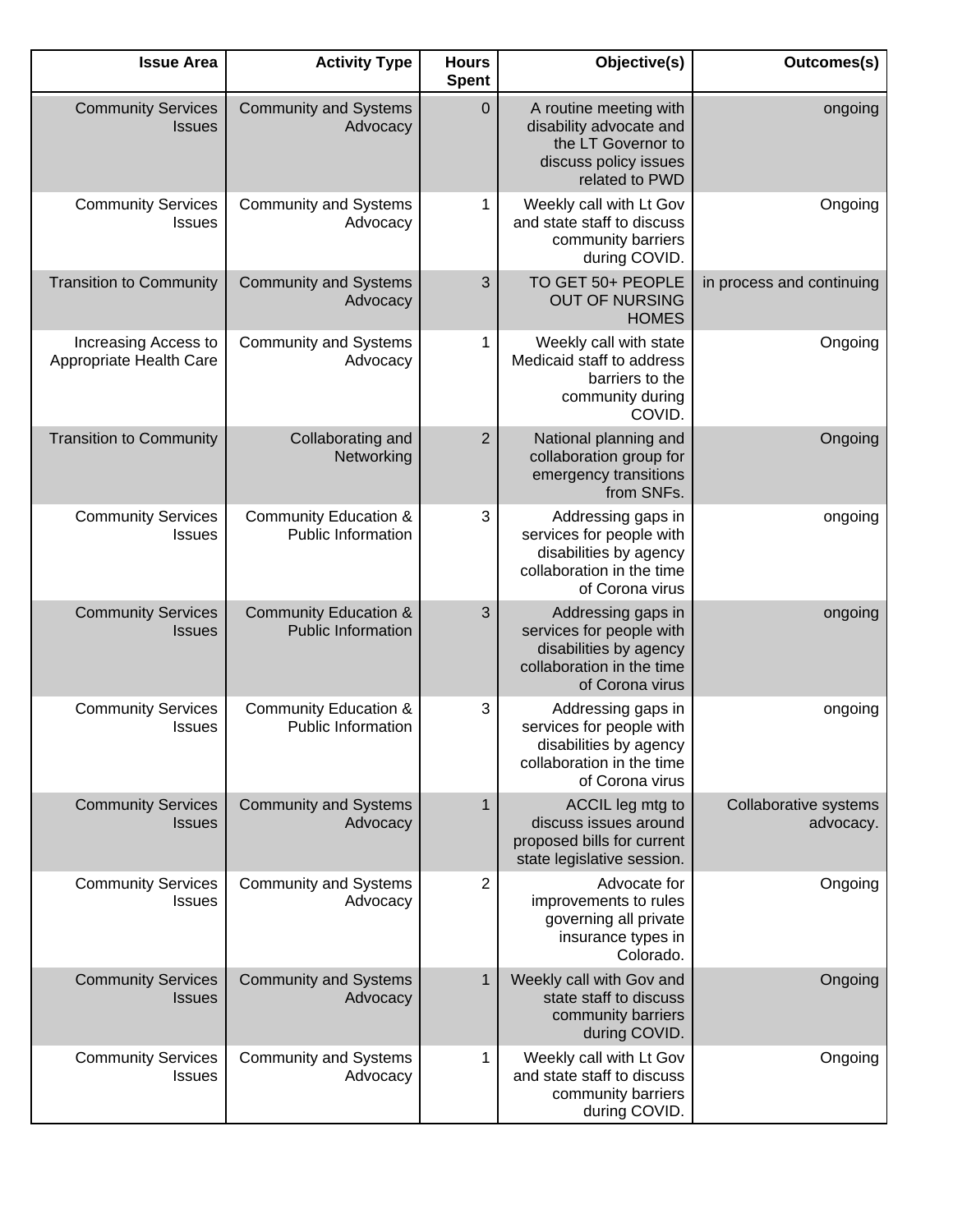| Issue Area | Activity Type | Hours Spent | Objective(s) | Outcomes(s) |
|---|---|---|---|---|
| Community Services Issues | Community and Systems Advocacy | 0 | A routine meeting with disability advocate and the LT Governor to discuss policy issues related to PWD | ongoing |
| Community Services Issues | Community and Systems Advocacy | 1 | Weekly call with Lt Gov and state staff to discuss community barriers during COVID. | Ongoing |
| Transition to Community | Community and Systems Advocacy | 3 | TO GET 50+ PEOPLE OUT OF NURSING HOMES | in process and continuing |
| Increasing Access to Appropriate Health Care | Community and Systems Advocacy | 1 | Weekly call with state Medicaid staff to address barriers to the community during COVID. | Ongoing |
| Transition to Community | Collaborating and Networking | 2 | National planning and collaboration group for emergency transitions from SNFs. | Ongoing |
| Community Services Issues | Community Education & Public Information | 3 | Addressing gaps in services for people with disabilities by agency collaboration in the time of Corona virus | ongoing |
| Community Services Issues | Community Education & Public Information | 3 | Addressing gaps in services for people with disabilities by agency collaboration in the time of Corona virus | ongoing |
| Community Services Issues | Community Education & Public Information | 3 | Addressing gaps in services for people with disabilities by agency collaboration in the time of Corona virus | ongoing |
| Community Services Issues | Community and Systems Advocacy | 1 | ACCIL leg mtg to discuss issues around proposed bills for current state legislative session. | Collaborative systems advocacy. |
| Community Services Issues | Community and Systems Advocacy | 2 | Advocate for improvements to rules governing all private insurance types in Colorado. | Ongoing |
| Community Services Issues | Community and Systems Advocacy | 1 | Weekly call with Gov and state staff to discuss community barriers during COVID. | Ongoing |
| Community Services Issues | Community and Systems Advocacy | 1 | Weekly call with Lt Gov and state staff to discuss community barriers during COVID. | Ongoing |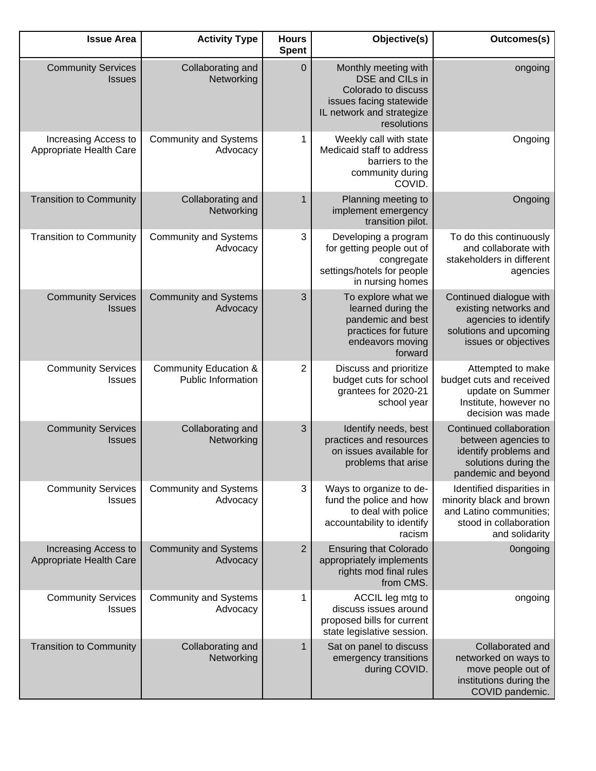| Issue Area | Activity Type | Hours Spent | Objective(s) | Outcomes(s) |
|---|---|---|---|---|
| Community Services Issues | Collaborating and Networking | 0 | Monthly meeting with DSE and CILs in Colorado to discuss issues facing statewide IL network and strategize resolutions | ongoing |
| Increasing Access to Appropriate Health Care | Community and Systems Advocacy | 1 | Weekly call with state Medicaid staff to address barriers to the community during COVID. | Ongoing |
| Transition to Community | Collaborating and Networking | 1 | Planning meeting to implement emergency transition pilot. | Ongoing |
| Transition to Community | Community and Systems Advocacy | 3 | Developing a program for getting people out of congregate settings/hotels for people in nursing homes | To do this continuously and collaborate with stakeholders in different agencies |
| Community Services Issues | Community and Systems Advocacy | 3 | To explore what we learned during the pandemic and best practices for future endeavors moving forward | Continued dialogue with existing networks and agencies to identify solutions and upcoming issues or objectives |
| Community Services Issues | Community Education & Public Information | 2 | Discuss and prioritize budget cuts for school grantees for 2020-21 school year | Attempted to make budget cuts and received update on Summer Institute, however no decision was made |
| Community Services Issues | Collaborating and Networking | 3 | Identify needs, best practices and resources on issues available for problems that arise | Continued collaboration between agencies to identify problems and solutions during the pandemic and beyond |
| Community Services Issues | Community and Systems Advocacy | 3 | Ways to organize to de-fund the police and how to deal with police accountability to identify racism | Identified disparities in minority black and brown and Latino communities; stood in collaboration and solidarity |
| Increasing Access to Appropriate Health Care | Community and Systems Advocacy | 2 | Ensuring that Colorado appropriately implements rights mod final rules from CMS. | 0ongoing |
| Community Services Issues | Community and Systems Advocacy | 1 | ACCIL leg mtg to discuss issues around proposed bills for current state legislative session. | ongoing |
| Transition to Community | Collaborating and Networking | 1 | Sat on panel to discuss emergency transitions during COVID. | Collaborated and networked on ways to move people out of institutions during the COVID pandemic. |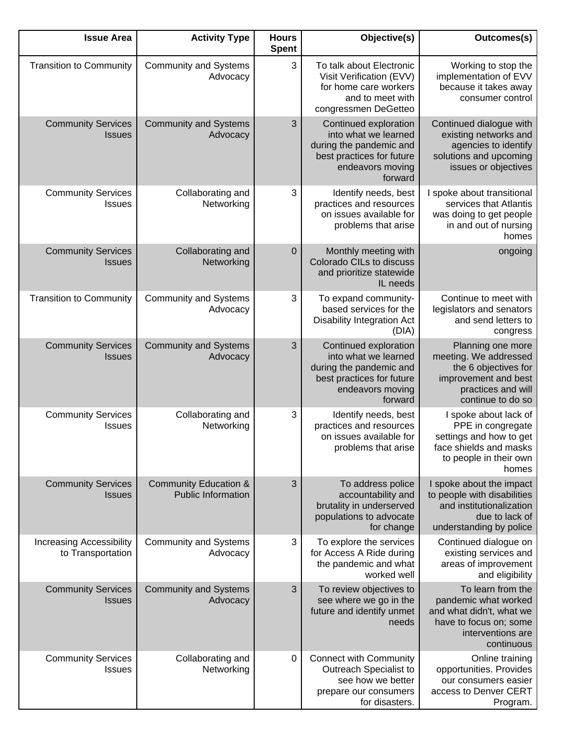| Issue Area | Activity Type | Hours Spent | Objective(s) | Outcomes(s) |
|---|---|---|---|---|
| Transition to Community | Community and Systems Advocacy | 3 | To talk about Electronic Visit Verification (EVV) for home care workers and to meet with congressmen DeGetteo | Working to stop the implementation of EVV because it takes away consumer control |
| Community Services Issues | Community and Systems Advocacy | 3 | Continued exploration into what we learned during the pandemic and best practices for future endeavors moving forward | Continued dialogue with existing networks and agencies to identify solutions and upcoming issues or objectives |
| Community Services Issues | Collaborating and Networking | 3 | Identify needs, best practices and resources on issues available for problems that arise | I spoke about transitional services that Atlantis was doing to get people in and out of nursing homes |
| Community Services Issues | Collaborating and Networking | 0 | Monthly meeting with Colorado CILs to discuss and prioritize statewide IL needs | ongoing |
| Transition to Community | Community and Systems Advocacy | 3 | To expand community-based services for the Disability Integration Act (DIA) | Continue to meet with legislators and senators and send letters to congress |
| Community Services Issues | Community and Systems Advocacy | 3 | Continued exploration into what we learned during the pandemic and best practices for future endeavors moving forward | Planning one more meeting. We addressed the 6 objectives for improvement and best practices and will continue to do so |
| Community Services Issues | Collaborating and Networking | 3 | Identify needs, best practices and resources on issues available for problems that arise | I spoke about lack of PPE in congregate settings and how to get face shields and masks to people in their own homes |
| Community Services Issues | Community Education & Public Information | 3 | To address police accountability and brutality in underserved populations to advocate for change | I spoke about the impact to people with disabilities and institutionalization due to lack of understanding by police |
| Increasing Accessibility to Transportation | Community and Systems Advocacy | 3 | To explore the services for Access A Ride during the pandemic and what worked well | Continued dialogue on existing services and areas of improvement and eligibility |
| Community Services Issues | Community and Systems Advocacy | 3 | To review objectives to see where we go in the future and identify unmet needs | To learn from the pandemic what worked and what didn't, what we have to focus on; some interventions are continuous |
| Community Services Issues | Collaborating and Networking | 0 | Connect with Community Outreach Specialist to see how we better prepare our consumers for disasters. | Online training opportunities. Provides our consumers easier access to Denver CERT Program. |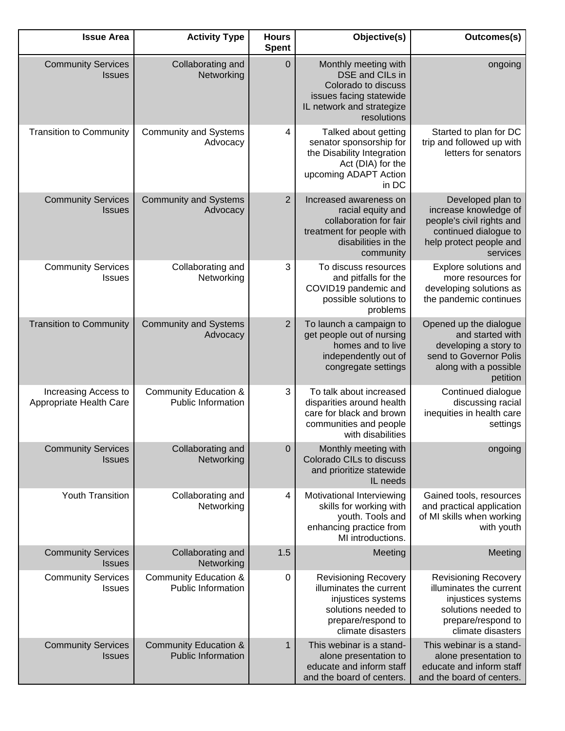| Issue Area | Activity Type | Hours Spent | Objective(s) | Outcomes(s) |
|---|---|---|---|---|
| Community Services Issues | Collaborating and Networking | 0 | Monthly meeting with DSE and CILs in Colorado to discuss issues facing statewide IL network and strategize resolutions | ongoing |
| Transition to Community | Community and Systems Advocacy | 4 | Talked about getting senator sponsorship for the Disability Integration Act (DIA) for the upcoming ADAPT Action in DC | Started to plan for DC trip and followed up with letters for senators |
| Community Services Issues | Community and Systems Advocacy | 2 | Increased awareness on racial equity and collaboration for fair treatment for people with disabilities in the community | Developed plan to increase knowledge of people's civil rights and continued dialogue to help protect people and services |
| Community Services Issues | Collaborating and Networking | 3 | To discuss resources and pitfalls for the COVID19 pandemic and possible solutions to problems | Explore solutions and more resources for developing solutions as the pandemic continues |
| Transition to Community | Community and Systems Advocacy | 2 | To launch a campaign to get people out of nursing homes and to live independently out of congregate settings | Opened up the dialogue and started with developing a story to send to Governor Polis along with a possible petition |
| Increasing Access to Appropriate Health Care | Community Education & Public Information | 3 | To talk about increased disparities around health care for black and brown communities and people with disabilities | Continued dialogue discussing racial inequities in health care settings |
| Community Services Issues | Collaborating and Networking | 0 | Monthly meeting with Colorado CILs to discuss and prioritize statewide IL needs | ongoing |
| Youth Transition | Collaborating and Networking | 4 | Motivational Interviewing skills for working with youth. Tools and enhancing practice from MI introductions. | Gained tools, resources and practical application of MI skills when working with youth |
| Community Services Issues | Collaborating and Networking | 1.5 | Meeting | Meeting |
| Community Services Issues | Community Education & Public Information | 0 | Revisioning Recovery illuminates the current injustices systems solutions needed to prepare/respond to climate disasters | Revisioning Recovery illuminates the current injustices systems solutions needed to prepare/respond to climate disasters |
| Community Services Issues | Community Education & Public Information | 1 | This webinar is a stand-alone presentation to educate and inform staff and the board of centers. | This webinar is a stand-alone presentation to educate and inform staff and the board of centers. |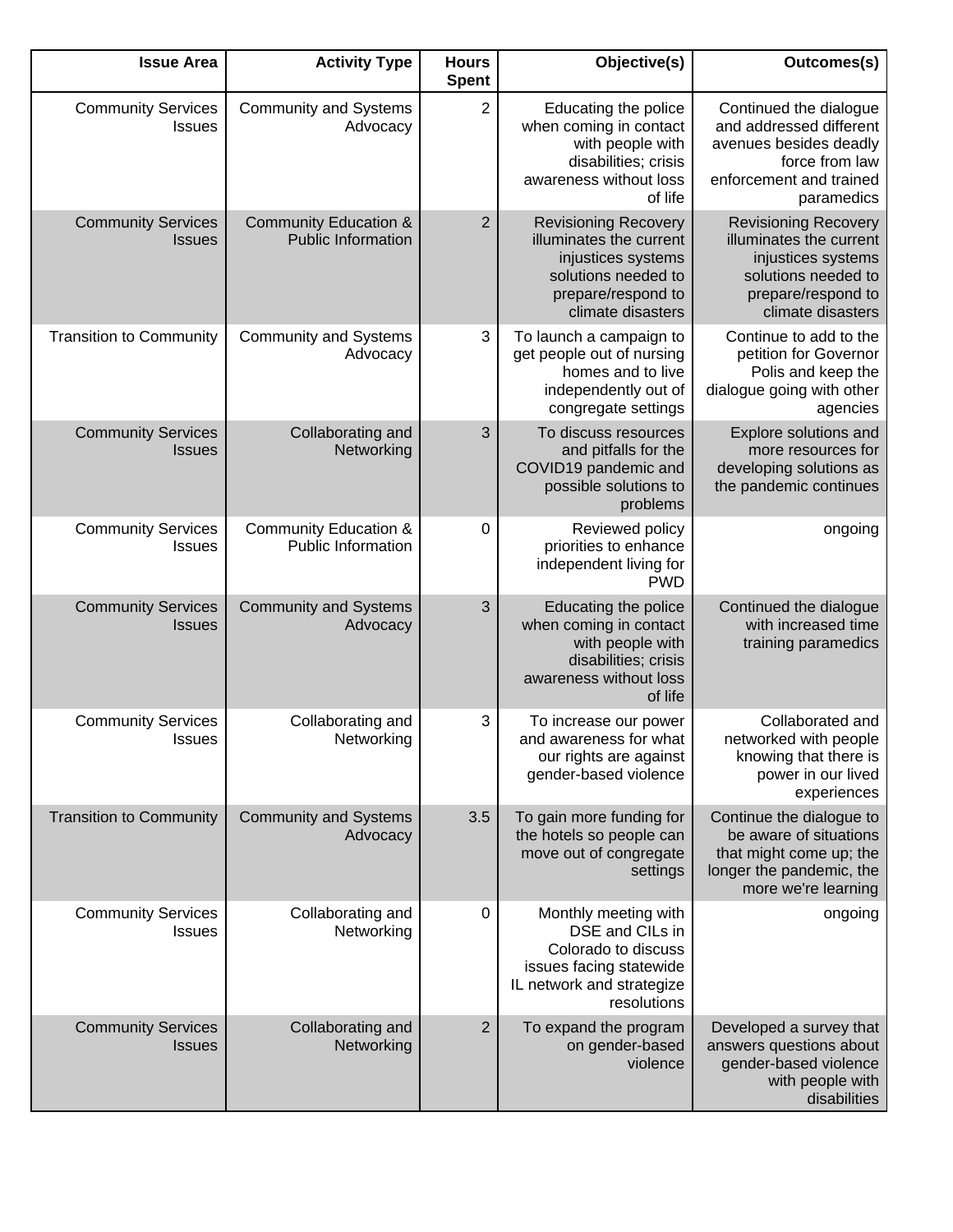| Issue Area | Activity Type | Hours Spent | Objective(s) | Outcomes(s) |
|---|---|---|---|---|
| Community Services Issues | Community and Systems Advocacy | 2 | Educating the police when coming in contact with people with disabilities; crisis awareness without loss of life | Continued the dialogue and addressed different avenues besides deadly force from law enforcement and trained paramedics |
| Community Services Issues | Community Education & Public Information | 2 | Revisioning Recovery illuminates the current injustices systems solutions needed to prepare/respond to climate disasters | Revisioning Recovery illuminates the current injustices systems solutions needed to prepare/respond to climate disasters |
| Transition to Community | Community and Systems Advocacy | 3 | To launch a campaign to get people out of nursing homes and to live independently out of congregate settings | Continue to add to the petition for Governor Polis and keep the dialogue going with other agencies |
| Community Services Issues | Collaborating and Networking | 3 | To discuss resources and pitfalls for the COVID19 pandemic and possible solutions to problems | Explore solutions and more resources for developing solutions as the pandemic continues |
| Community Services Issues | Community Education & Public Information | 0 | Reviewed policy priorities to enhance independent living for PWD | ongoing |
| Community Services Issues | Community and Systems Advocacy | 3 | Educating the police when coming in contact with people with disabilities; crisis awareness without loss of life | Continued the dialogue with increased time training paramedics |
| Community Services Issues | Collaborating and Networking | 3 | To increase our power and awareness for what our rights are against gender-based violence | Collaborated and networked with people knowing that there is power in our lived experiences |
| Transition to Community | Community and Systems Advocacy | 3.5 | To gain more funding for the hotels so people can move out of congregate settings | Continue the dialogue to be aware of situations that might come up; the longer the pandemic, the more we're learning |
| Community Services Issues | Collaborating and Networking | 0 | Monthly meeting with DSE and CILs in Colorado to discuss issues facing statewide IL network and strategize resolutions | ongoing |
| Community Services Issues | Collaborating and Networking | 2 | To expand the program on gender-based violence | Developed a survey that answers questions about gender-based violence with people with disabilities |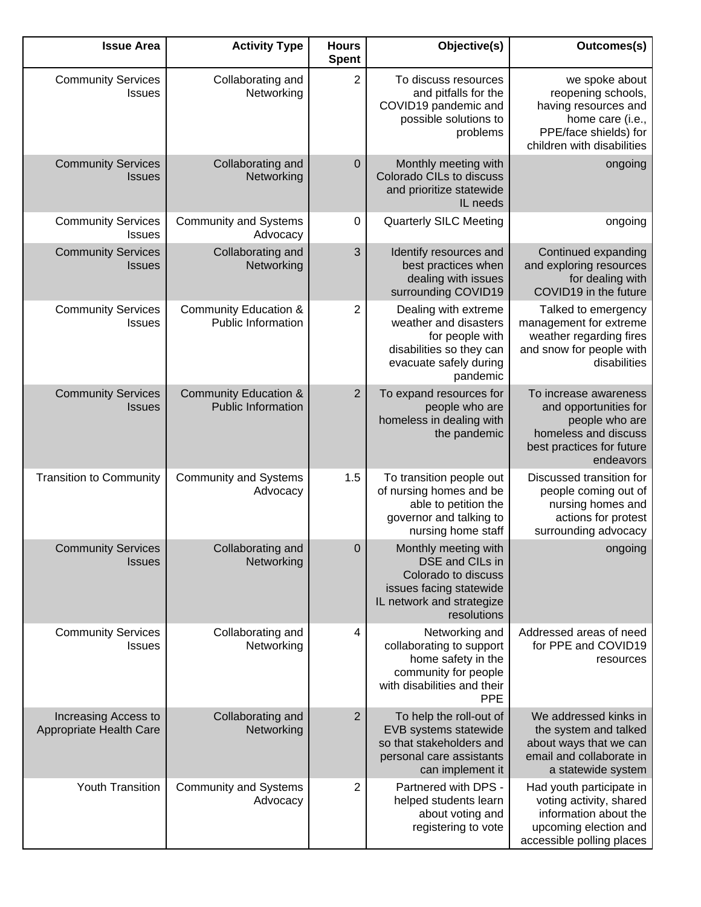| Issue Area | Activity Type | Hours Spent | Objective(s) | Outcomes(s) |
|---|---|---|---|---|
| Community Services Issues | Collaborating and Networking | 2 | To discuss resources and pitfalls for the COVID19 pandemic and possible solutions to problems | we spoke about reopening schools, having resources and home care (i.e., PPE/face shields) for children with disabilities |
| Community Services Issues | Collaborating and Networking | 0 | Monthly meeting with Colorado CILs to discuss and prioritize statewide IL needs | ongoing |
| Community Services Issues | Community and Systems Advocacy | 0 | Quarterly SILC Meeting | ongoing |
| Community Services Issues | Collaborating and Networking | 3 | Identify resources and best practices when dealing with issues surrounding COVID19 | Continued expanding and exploring resources for dealing with COVID19 in the future |
| Community Services Issues | Community Education & Public Information | 2 | Dealing with extreme weather and disasters for people with disabilities so they can evacuate safely during pandemic | Talked to emergency management for extreme weather regarding fires and snow for people with disabilities |
| Community Services Issues | Community Education & Public Information | 2 | To expand resources for people who are homeless in dealing with the pandemic | To increase awareness and opportunities for people who are homeless and discuss best practices for future endeavors |
| Transition to Community | Community and Systems Advocacy | 1.5 | To transition people out of nursing homes and be able to petition the governor and talking to nursing home staff | Discussed transition for people coming out of nursing homes and actions for protest surrounding advocacy |
| Community Services Issues | Collaborating and Networking | 0 | Monthly meeting with DSE and CILs in Colorado to discuss issues facing statewide IL network and strategize resolutions | ongoing |
| Community Services Issues | Collaborating and Networking | 4 | Networking and collaborating to support home safety in the community for people with disabilities and their PPE | Addressed areas of need for PPE and COVID19 resources |
| Increasing Access to Appropriate Health Care | Collaborating and Networking | 2 | To help the roll-out of EVB systems statewide so that stakeholders and personal care assistants can implement it | We addressed kinks in the system and talked about ways that we can email and collaborate in a statewide system |
| Youth Transition | Community and Systems Advocacy | 2 | Partnered with DPS - helped students learn about voting and registering to vote | Had youth participate in voting activity, shared information about the upcoming election and accessible polling places |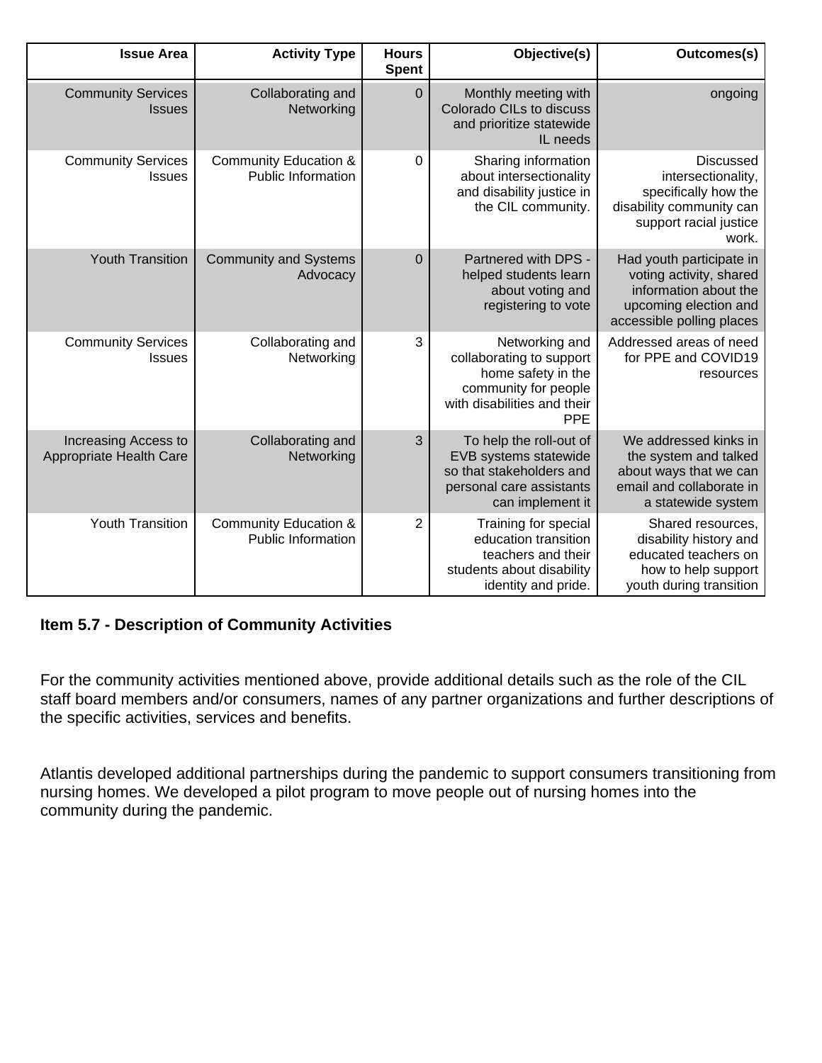| Issue Area | Activity Type | Hours Spent | Objective(s) | Outcomes(s) |
|---|---|---|---|---|
| Community Services Issues | Collaborating and Networking | 0 | Monthly meeting with Colorado CILs to discuss and prioritize statewide IL needs | ongoing |
| Community Services Issues | Community Education & Public Information | 0 | Sharing information about intersectionality and disability justice in the CIL community. | Discussed intersectionality, specifically how the disability community can support racial justice work. |
| Youth Transition | Community and Systems Advocacy | 0 | Partnered with DPS - helped students learn about voting and registering to vote | Had youth participate in voting activity, shared information about the upcoming election and accessible polling places |
| Community Services Issues | Collaborating and Networking | 3 | Networking and collaborating to support home safety in the community for people with disabilities and their PPE | Addressed areas of need for PPE and COVID19 resources |
| Increasing Access to Appropriate Health Care | Collaborating and Networking | 3 | To help the roll-out of EVB systems statewide so that stakeholders and personal care assistants can implement it | We addressed kinks in the system and talked about ways that we can email and collaborate in a statewide system |
| Youth Transition | Community Education & Public Information | 2 | Training for special education transition teachers and their students about disability identity and pride. | Shared resources, disability history and educated teachers on how to help support youth during transition |

**Item 5.7 - Description of Community Activities**

For the community activities mentioned above, provide additional details such as the role of the CIL staff board members and/or consumers, names of any partner organizations and further descriptions of the specific activities, services and benefits.

Atlantis developed additional partnerships during the pandemic to support consumers transitioning from nursing homes. We developed a pilot program to move people out of nursing homes into the community during the pandemic.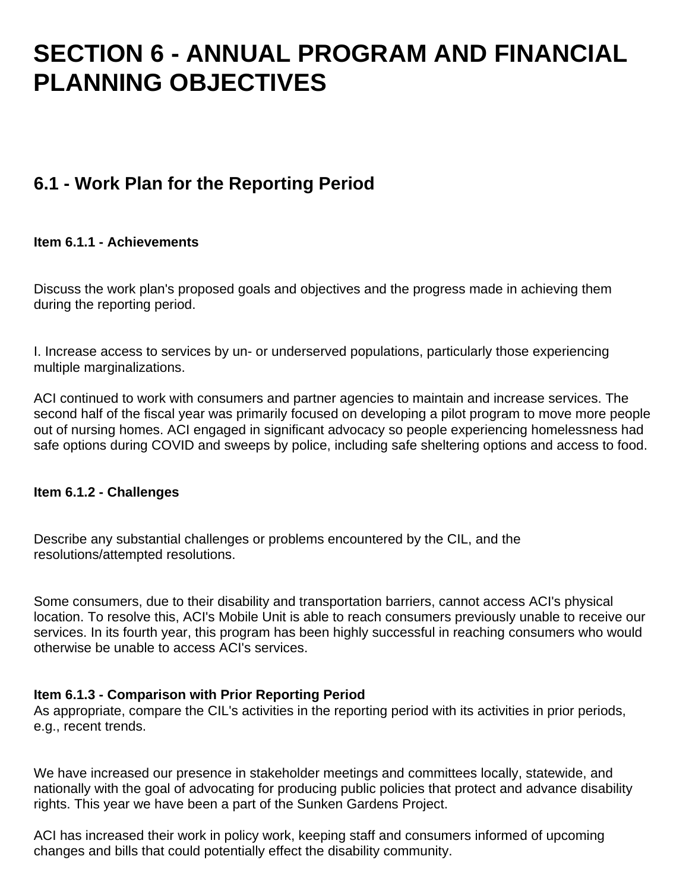# SECTION 6 - ANNUAL PROGRAM AND FINANCIAL PLANNING OBJECTIVES

## 6.1 - Work Plan for the Reporting Period

#### Item 6.1.1 - Achievements

Discuss the work plan's proposed goals and objectives and the progress made in achieving them during the reporting period.

I. Increase access to services by un- or underserved populations, particularly those experiencing multiple marginalizations.

ACI continued to work with consumers and partner agencies to maintain and increase services. The second half of the fiscal year was primarily focused on developing a pilot program to move more people out of nursing homes. ACI engaged in significant advocacy so people experiencing homelessness had safe options during COVID and sweeps by police, including safe sheltering options and access to food.

#### Item 6.1.2 - Challenges

Describe any substantial challenges or problems encountered by the CIL, and the resolutions/attempted resolutions.

Some consumers, due to their disability and transportation barriers, cannot access ACI's physical location. To resolve this, ACI's Mobile Unit is able to reach consumers previously unable to receive our services. In its fourth year, this program has been highly successful in reaching consumers who would otherwise be unable to access ACI's services.

#### Item 6.1.3 - Comparison with Prior Reporting Period

As appropriate, compare the CIL's activities in the reporting period with its activities in prior periods, e.g., recent trends.

We have increased our presence in stakeholder meetings and committees locally, statewide, and nationally with the goal of advocating for producing public policies that protect and advance disability rights. This year we have been a part of the Sunken Gardens Project.

ACI has increased their work in policy work, keeping staff and consumers informed of upcoming changes and bills that could potentially effect the disability community.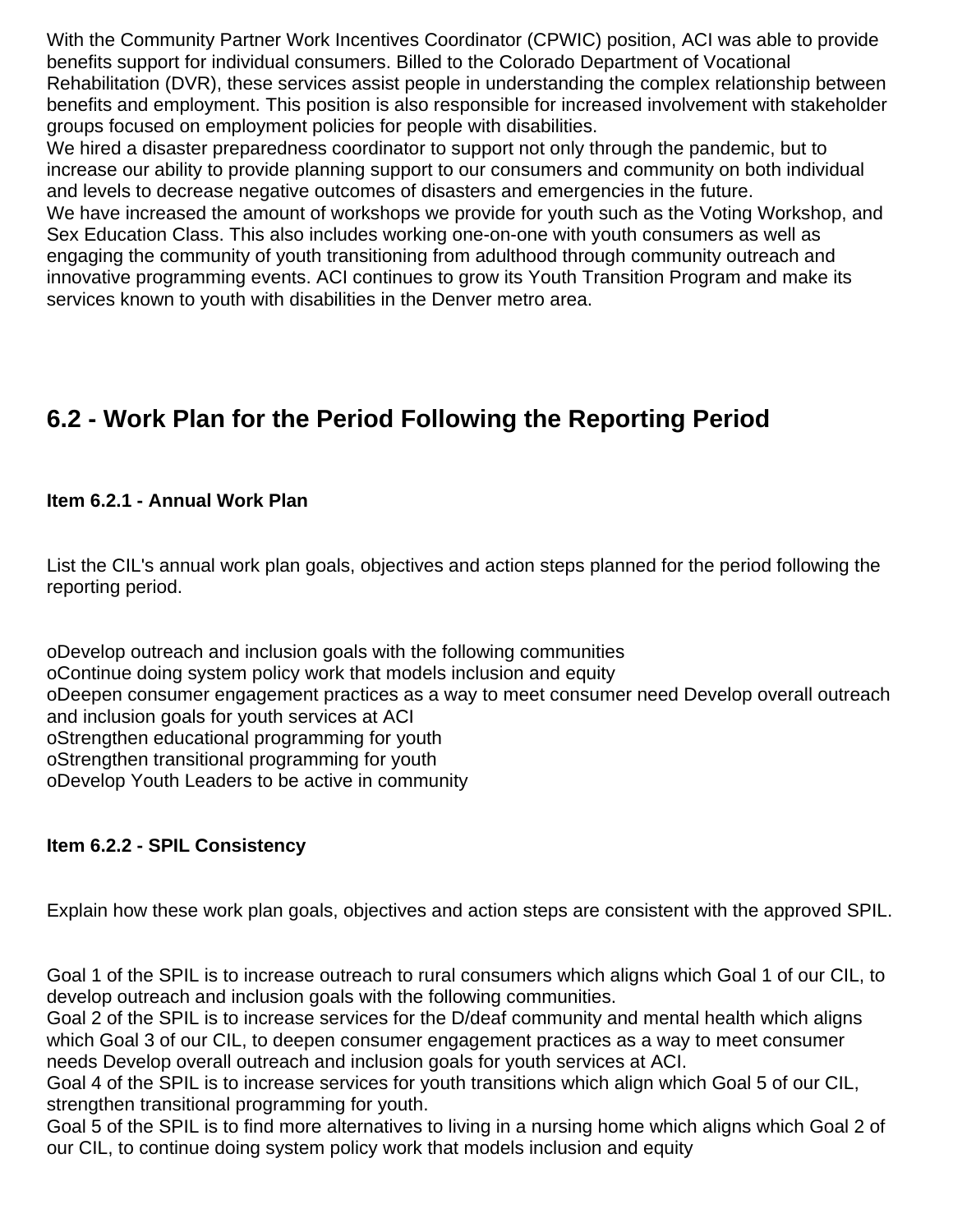With the Community Partner Work Incentives Coordinator (CPWIC) position, ACI was able to provide benefits support for individual consumers. Billed to the Colorado Department of Vocational Rehabilitation (DVR), these services assist people in understanding the complex relationship between benefits and employment. This position is also responsible for increased involvement with stakeholder groups focused on employment policies for people with disabilities.
We hired a disaster preparedness coordinator to support not only through the pandemic, but to increase our ability to provide planning support to our consumers and community on both individual and levels to decrease negative outcomes of disasters and emergencies in the future.
We have increased the amount of workshops we provide for youth such as the Voting Workshop, and Sex Education Class. This also includes working one-on-one with youth consumers as well as engaging the community of youth transitioning from adulthood through community outreach and innovative programming events. ACI continues to grow its Youth Transition Program and make its services known to youth with disabilities in the Denver metro area.

## 6.2 - Work Plan for the Period Following the Reporting Period

### Item 6.2.1 - Annual Work Plan

List the CIL's annual work plan goals, objectives and action steps planned for the period following the reporting period.

oDevelop outreach and inclusion goals with the following communities
oContinue doing system policy work that models inclusion and equity
oDeepen consumer engagement practices as a way to meet consumer need Develop overall outreach and inclusion goals for youth services at ACI
oStrengthen educational programming for youth
oStrengthen transitional programming for youth
oDevelop Youth Leaders to be active in community

### Item 6.2.2 - SPIL Consistency

Explain how these work plan goals, objectives and action steps are consistent with the approved SPIL.

Goal 1 of the SPIL is to increase outreach to rural consumers which aligns which Goal 1 of our CIL, to develop outreach and inclusion goals with the following communities.
Goal 2 of the SPIL is to increase services for the D/deaf community and mental health which aligns which Goal 3 of our CIL, to deepen consumer engagement practices as a way to meet consumer needs Develop overall outreach and inclusion goals for youth services at ACI.
Goal 4 of the SPIL is to increase services for youth transitions which align which Goal 5 of our CIL, strengthen transitional programming for youth.
Goal 5 of the SPIL is to find more alternatives to living in a nursing home which aligns which Goal 2 of our CIL, to continue doing system policy work that models inclusion and equity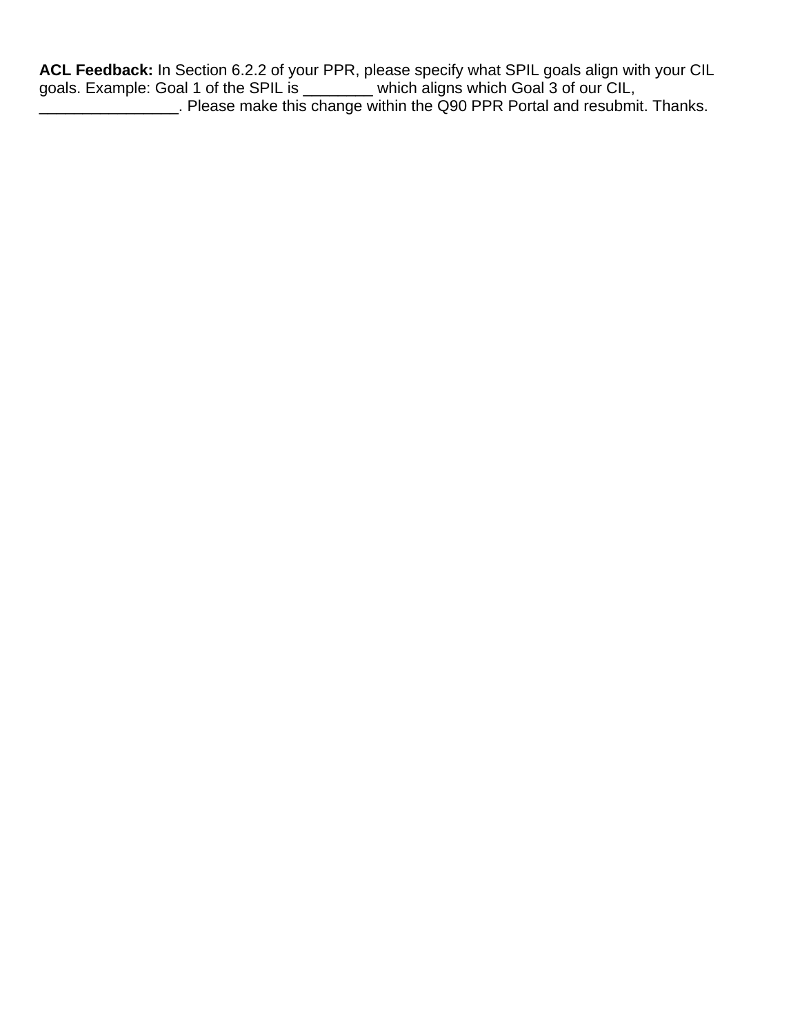**ACL Feedback:** In Section 6.2.2 of your PPR, please specify what SPIL goals align with your CIL goals. Example: Goal 1 of the SPIL is ________ which aligns which Goal 3 of our CIL, ________________. Please make this change within the Q90 PPR Portal and resubmit. Thanks.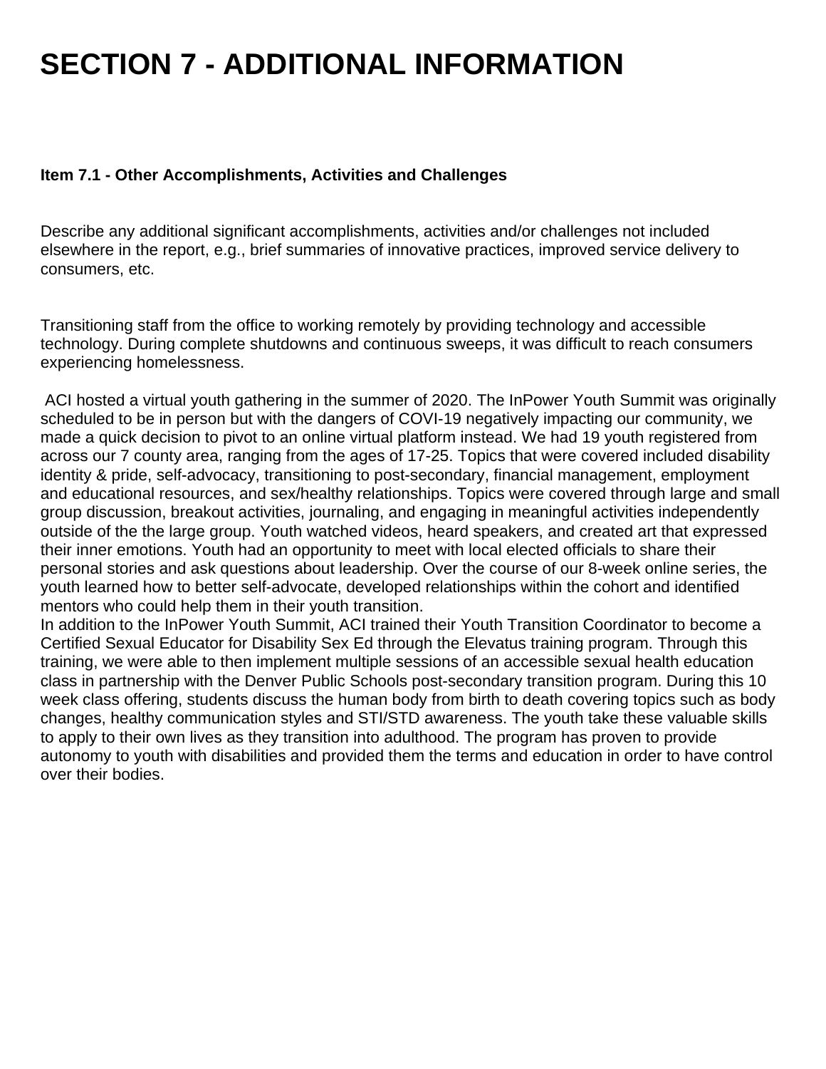# SECTION 7 - ADDITIONAL INFORMATION

**Item 7.1 - Other Accomplishments, Activities and Challenges**

Describe any additional significant accomplishments, activities and/or challenges not included elsewhere in the report, e.g., brief summaries of innovative practices, improved service delivery to consumers, etc.

Transitioning staff from the office to working remotely by providing technology and accessible technology. During complete shutdowns and continuous sweeps, it was difficult to reach consumers experiencing homelessness.

ACI hosted a virtual youth gathering in the summer of 2020. The InPower Youth Summit was originally scheduled to be in person but with the dangers of COVI-19 negatively impacting our community, we made a quick decision to pivot to an online virtual platform instead. We had 19 youth registered from across our 7 county area, ranging from the ages of 17-25. Topics that were covered included disability identity & pride, self-advocacy, transitioning to post-secondary, financial management, employment and educational resources, and sex/healthy relationships. Topics were covered through large and small group discussion, breakout activities, journaling, and engaging in meaningful activities independently outside of the the large group. Youth watched videos, heard speakers, and created art that expressed their inner emotions. Youth had an opportunity to meet with local elected officials to share their personal stories and ask questions about leadership. Over the course of our 8-week online series, the youth learned how to better self-advocate, developed relationships within the cohort and identified mentors who could help them in their youth transition.
In addition to the InPower Youth Summit, ACI trained their Youth Transition Coordinator to become a Certified Sexual Educator for Disability Sex Ed through the Elevatus training program. Through this training, we were able to then implement multiple sessions of an accessible sexual health education class in partnership with the Denver Public Schools post-secondary transition program. During this 10 week class offering, students discuss the human body from birth to death covering topics such as body changes, healthy communication styles and STI/STD awareness. The youth take these valuable skills to apply to their own lives as they transition into adulthood. The program has proven to provide autonomy to youth with disabilities and provided them the terms and education in order to have control over their bodies.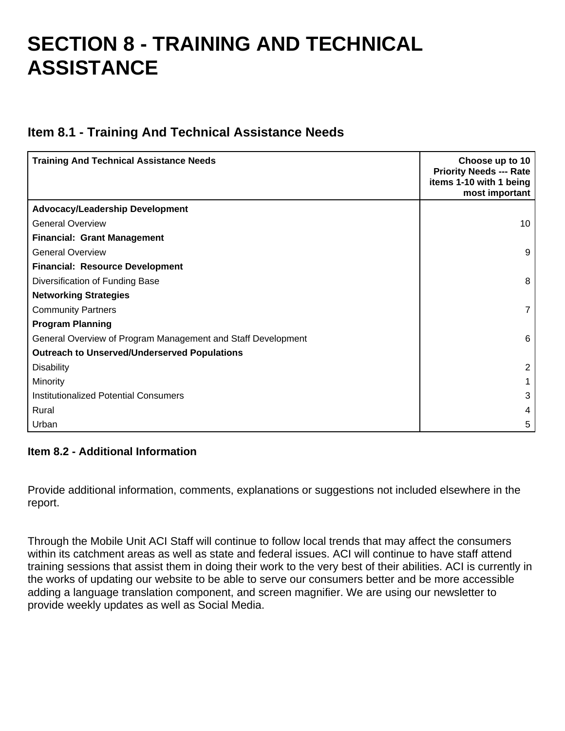# SECTION 8 - TRAINING AND TECHNICAL ASSISTANCE

## Item 8.1 - Training And Technical Assistance Needs

| Training And Technical Assistance Needs | Choose up to 10 Priority Needs --- Rate items 1-10 with 1 being most important |
|---|---|
| **Advocacy/Leadership Development** | |
| General Overview | 10 |
| **Financial: Grant Management** | |
| General Overview | 9 |
| **Financial: Resource Development** | |
| Diversification of Funding Base | 8 |
| **Networking Strategies** | |
| Community Partners | 7 |
| **Program Planning** | |
| General Overview of Program Management and Staff Development | 6 |
| **Outreach to Unserved/Underserved Populations** | |
| Disability | 2 |
| Minority | 1 |
| Institutionalized Potential Consumers | 3 |
| Rural | 4 |
| Urban | 5 |

### Item 8.2 - Additional Information

Provide additional information, comments, explanations or suggestions not included elsewhere in the report.

Through the Mobile Unit ACI Staff will continue to follow local trends that may affect the consumers within its catchment areas as well as state and federal issues. ACI will continue to have staff attend training sessions that assist them in doing their work to the very best of their abilities. ACI is currently in the works of updating our website to be able to serve our consumers better and be more accessible adding a language translation component, and screen magnifier. We are using our newsletter to provide weekly updates as well as Social Media.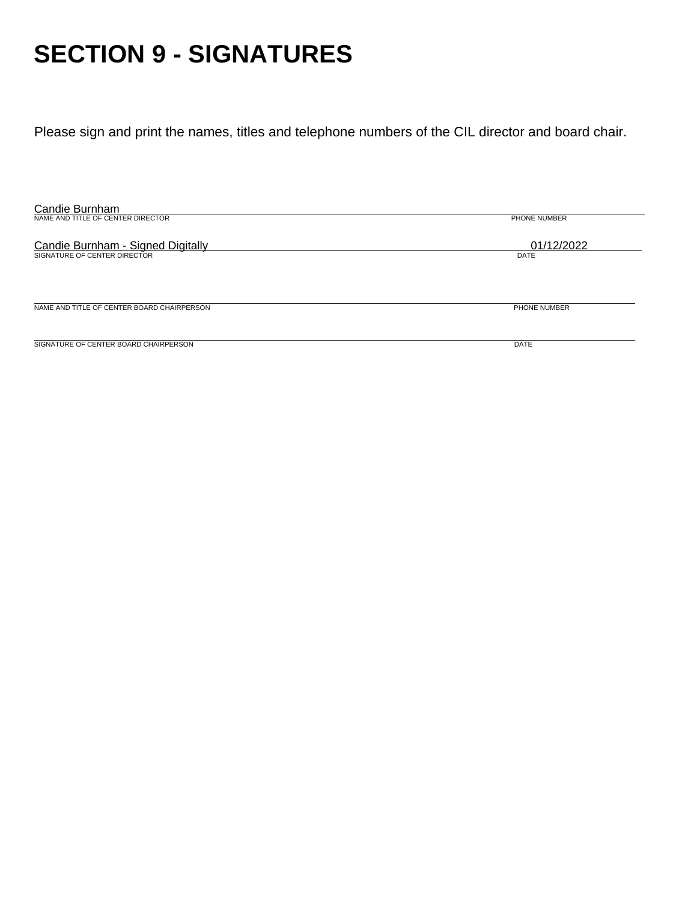# SECTION 9 - SIGNATURES

Please sign and print the names, titles and telephone numbers of the CIL director and board chair.

Candie Burnham
NAME AND TITLE OF CENTER DIRECTOR PHONE NUMBER

Candie Burnham - Signed Digitally 01/12/2022
SIGNATURE OF CENTER DIRECTOR DATE

NAME AND TITLE OF CENTER BOARD CHAIRPERSON PHONE NUMBER

SIGNATURE OF CENTER BOARD CHAIRPERSON DATE